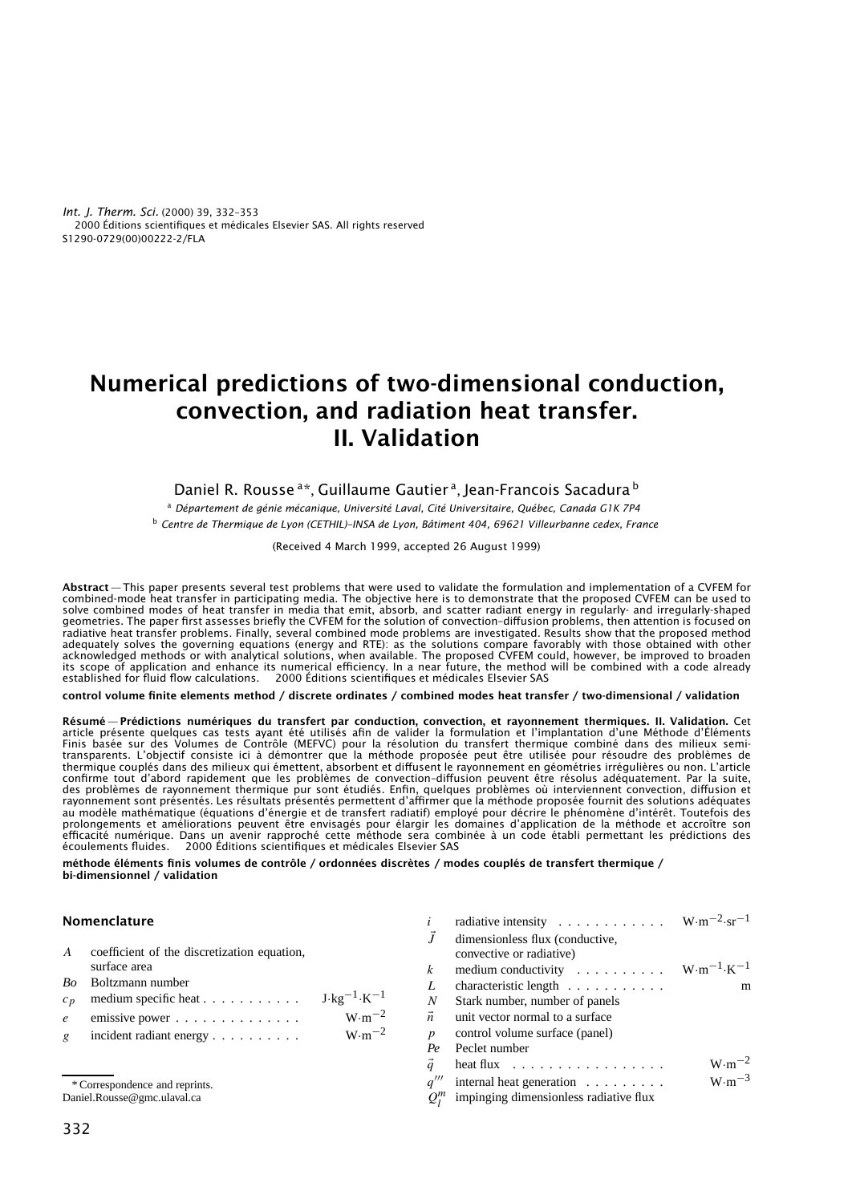*Int. J. Therm. Sci.* (2000) 39, 332–353
2000 Éditions scientifiques et médicales Elsevier SAS. All rights reserved
S1290-0729(00)00222-2/FLA

# Numerical predictions of two-dimensional conduction, convection, and radiation heat transfer. II. Validation

Daniel R. Rousse [a]*, Guillaume Gautier [a], Jean-Francois Sacadura [b]

[a] *Département de génie mécanique, Université Laval, Cité Universitaire, Québec, Canada G1K 7P4*

[b] *Centre de Thermique de Lyon (CETHIL)–INSA de Lyon, Bâtiment 404, 69621 Villeurbanne cedex, France*

(Received 4 March 1999, accepted 26 August 1999)

**Abstract** — This paper presents several test problems that were used to validate the formulation and implementation of a CVFEM for combined-mode heat transfer in participating media. The objective here is to demonstrate that the proposed CVFEM can be used to solve combined modes of heat transfer in media that emit, absorb, and scatter radiant energy in regularly- and irregularly-shaped geometries. The paper first assesses briefly the CVFEM for the solution of convection–diffusion problems, then attention is focused on radiative heat transfer problems. Finally, several combined mode problems are investigated. Results show that the proposed method adequately solves the governing equations (energy and RTE): as the solutions compare favorably with those obtained with other acknowledged methods or with analytical solutions, when available. The proposed CVFEM could, however, be improved to broaden its scope of application and enhance its numerical efficiency. In a near future, the method will be combined with a code already established for fluid flow calculations. 2000 Éditions scientifiques et médicales Elsevier SAS

**control volume finite elements method / discrete ordinates / combined modes heat transfer / two-dimensional / validation**

**Résumé** — **Prédictions numériques du transfert par conduction, convection, et rayonnement thermiques. II. Validation.** Cet article présente quelques cas tests ayant été utilisés afin de valider la formulation et l'implantation d'une Méthode d'Éléments Finis basée sur des Volumes de Contrôle (MEFVC) pour la résolution du transfert thermique combiné dans des milieux semi-transparents. L'objectif consiste ici à démontrer que la méthode proposée peut être utilisée pour résoudre des problèmes de thermique couplés dans des milieux qui émettent, absorbent et diffusent le rayonnement en géométries irrégulières ou non. L'article confirme tout d'abord rapidement que les problèmes de convection–diffusion peuvent être résolus adéquatement. Par la suite, des problèmes de rayonnement thermique pur sont étudiés. Enfin, quelques problèmes où interviennent convection, diffusion et rayonnement sont présentés. Les résultats présentés permettent d'affirmer que la méthode proposée fournit des solutions adéquates au modèle mathématique (équations d'énergie et de transfert radiatif) employé pour décrire le phénomène d'intérêt. Toutefois des prolongements et améliorations peuvent être envisagés pour élargir les domaines d'application de la méthode et accroître son efficacité numérique. Dans un avenir rapproché cette méthode sera combinée à un code établi permettant les prédictions des écoulements fluides. 2000 Éditions scientifiques et médicales Elsevier SAS

**méthode éléments finis volumes de contrôle / ordonnées discrètes / modes couplés de transfert thermique / bi-dimensionnel / validation**

## Nomenclature

| | | |
|---|---|---|
| $A$ | coefficient of the discretization equation, surface area | |
| $Bo$ | Boltzmann number | |
| $c_p$ | medium specific heat | $\mathrm{J{\cdot}kg^{-1}{\cdot}K^{-1}}$ |
| $e$ | emissive power | $\mathrm{W{\cdot}m^{-2}}$ |
| $g$ | incident radiant energy | $\mathrm{W{\cdot}m^{-2}}$ |
| $i$ | radiative intensity | $\mathrm{W{\cdot}m^{-2}{\cdot}sr^{-1}}$ |
| $\vec{J}$ | dimensionless flux (conductive, convective or radiative) | |
| $k$ | medium conductivity | $\mathrm{W{\cdot}m^{-1}{\cdot}K^{-1}}$ |
| $L$ | characteristic length | m |
| $N$ | Stark number, number of panels | |
| $\vec{n}$ | unit vector normal to a surface | |
| $p$ | control volume surface (panel) | |
| $Pe$ | Peclet number | |
| $\vec{q}$ | heat flux | $\mathrm{W{\cdot}m^{-2}}$ |
| $q'''$ | internal heat generation | $\mathrm{W{\cdot}m^{-3}}$ |
| $Q_l^m$ | impinging dimensionless radiative flux | |

\* Correspondence and reprints.
Daniel.Rousse@gmc.ulaval.ca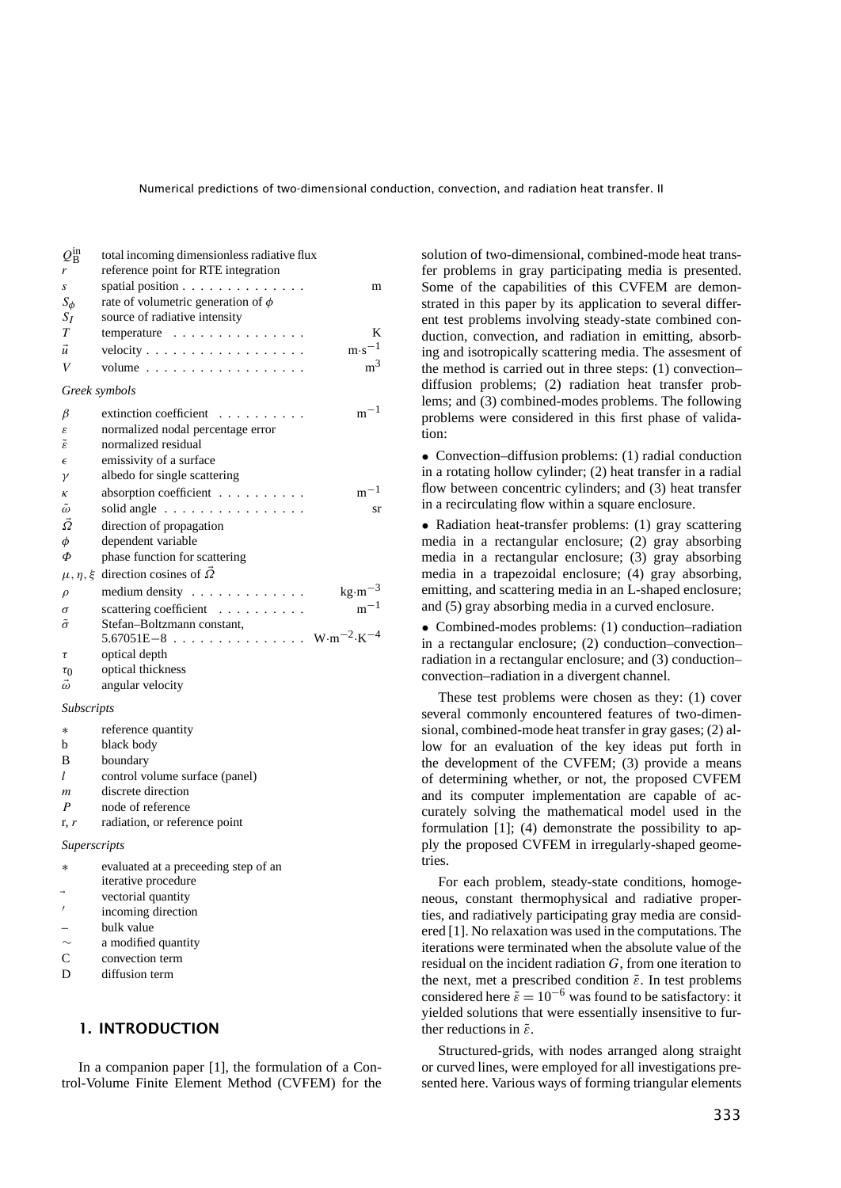| | | |
|---|---|---|
| $Q_B^{in}$ | total incoming dimensionless radiative flux | |
| $r$ | reference point for RTE integration | |
| $s$ | spatial position | m |
| $S_\phi$ | rate of volumetric generation of $\phi$ | |
| $S_I$ | source of radiative intensity | |
| $T$ | temperature | K |
| $\vec{u}$ | velocity | $m{\cdot}s^{-1}$ |
| $V$ | volume | $m^3$ |

*Greek symbols*

| | | |
|---|---|---|
| $\beta$ | extinction coefficient | $m^{-1}$ |
| $\varepsilon$ | normalized nodal percentage error | |
| $\tilde{\varepsilon}$ | normalized residual | |
| $\epsilon$ | emissivity of a surface | |
| $\gamma$ | albedo for single scattering | |
| $\kappa$ | absorption coefficient | $m^{-1}$ |
| $\tilde{\omega}$ | solid angle | sr |
| $\vec{\Omega}$ | direction of propagation | |
| $\phi$ | dependent variable | |
| $\Phi$ | phase function for scattering | |
| $\mu, \eta, \xi$ | direction cosines of $\vec{\Omega}$ | |
| $\rho$ | medium density | $kg{\cdot}m^{-3}$ |
| $\sigma$ | scattering coefficient | $m^{-1}$ |
| $\bar{\sigma}$ | Stefan–Boltzmann constant, 5.67051E−8 | $W{\cdot}m^{-2}{\cdot}K^{-4}$ |
| $\tau$ | optical depth | |
| $\tau_0$ | optical thickness | |
| $\vec{\omega}$ | angular velocity | |

*Subscripts*

| | |
|---|---|
| $*$ | reference quantity |
| b | black body |
| B | boundary |
| $l$ | control volume surface (panel) |
| $m$ | discrete direction |
| $P$ | node of reference |
| r, $r$ | radiation, or reference point |

*Superscripts*

| | |
|---|---|
| $*$ | evaluated at a preceeding step of an iterative procedure |
| $\vec{}$ | vectorial quantity |
| $'$ | incoming direction |
| – | bulk value |
| $\sim$ | a modified quantity |
| C | convection term |
| D | diffusion term |

## 1. INTRODUCTION

In a companion paper [1], the formulation of a Control-Volume Finite Element Method (CVFEM) for the solution of two-dimensional, combined-mode heat transfer problems in gray participating media is presented. Some of the capabilities of this CVFEM are demonstrated in this paper by its application to several different test problems involving steady-state combined conduction, convection, and radiation in emitting, absorbing and isotropically scattering media. The assesment of the method is carried out in three steps: (1) convection–diffusion problems; (2) radiation heat transfer problems; and (3) combined-modes problems. The following problems were considered in this first phase of validation:

- Convection–diffusion problems: (1) radial conduction in a rotating hollow cylinder; (2) heat transfer in a radial flow between concentric cylinders; and (3) heat transfer in a recirculating flow within a square enclosure.
- Radiation heat-transfer problems: (1) gray scattering media in a rectangular enclosure; (2) gray absorbing media in a rectangular enclosure; (3) gray absorbing media in a trapezoidal enclosure; (4) gray absorbing, emitting, and scattering media in an L-shaped enclosure; and (5) gray absorbing media in a curved enclosure.
- Combined-modes problems: (1) conduction–radiation in a rectangular enclosure; (2) conduction–convection–radiation in a rectangular enclosure; and (3) conduction–convection–radiation in a divergent channel.

These test problems were chosen as they: (1) cover several commonly encountered features of two-dimensional, combined-mode heat transfer in gray gases; (2) allow for an evaluation of the key ideas put forth in the development of the CVFEM; (3) provide a means of determining whether, or not, the proposed CVFEM and its computer implementation are capable of accurately solving the mathematical model used in the formulation [1]; (4) demonstrate the possibility to apply the proposed CVFEM in irregularly-shaped geometries.

For each problem, steady-state conditions, homogeneous, constant thermophysical and radiative properties, and radiatively participating gray media are considered [1]. No relaxation was used in the computations. The iterations were terminated when the absolute value of the residual on the incident radiation $G$, from one iteration to the next, met a prescribed condition $\tilde{\varepsilon}$. In test problems considered here $\tilde{\varepsilon} = 10^{-6}$ was found to be satisfactory: it yielded solutions that were essentially insensitive to further reductions in $\tilde{\varepsilon}$.

Structured-grids, with nodes arranged along straight or curved lines, were employed for all investigations presented here. Various ways of forming triangular elements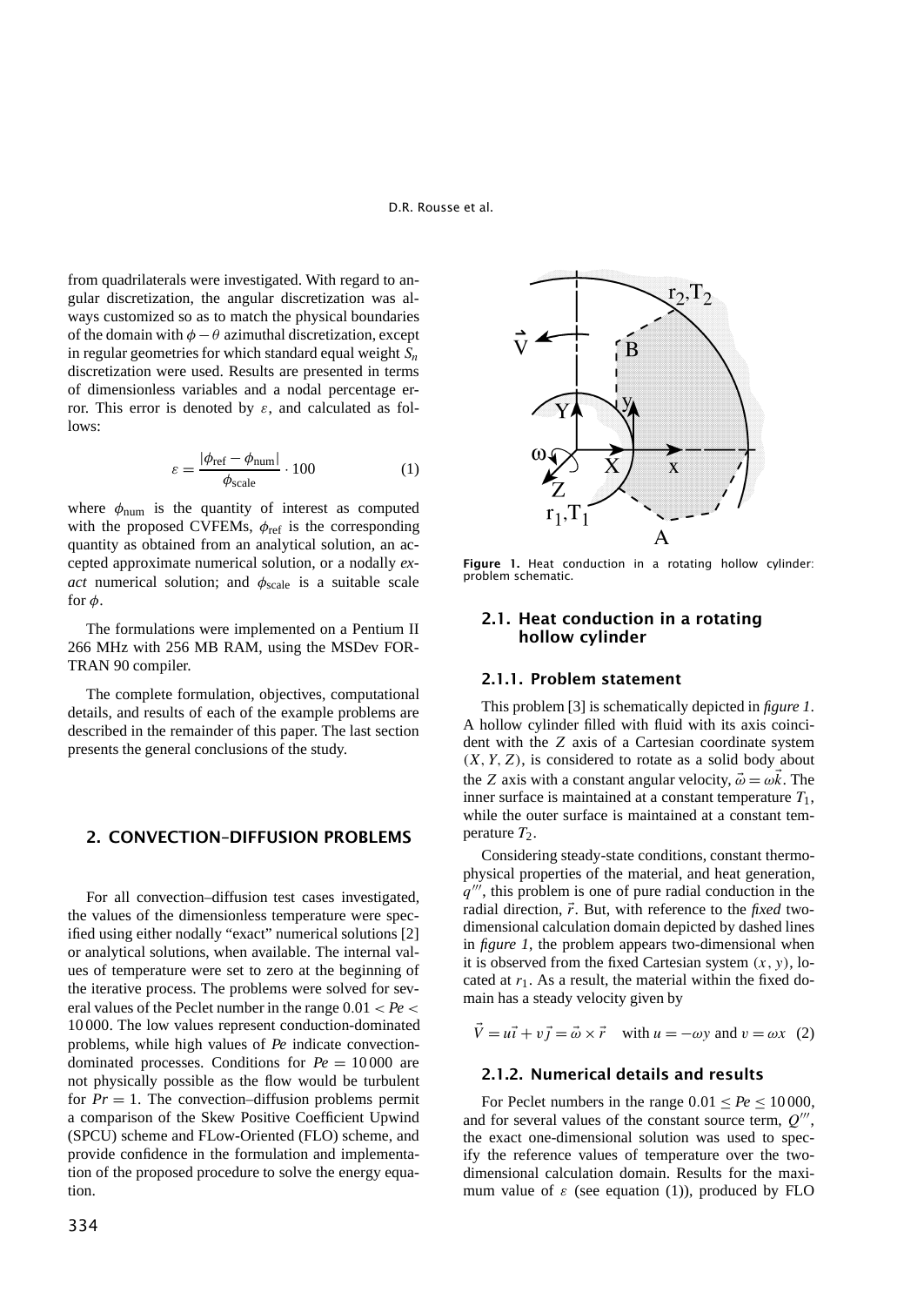from quadrilaterals were investigated. With regard to angular discretization, the angular discretization was always customized so as to match the physical boundaries of the domain with $\phi - \theta$ azimuthal discretization, except in regular geometries for which standard equal weight $S_n$ discretization were used. Results are presented in terms of dimensionless variables and a nodal percentage error. This error is denoted by $\varepsilon$, and calculated as follows:

$$\varepsilon = \frac{|\phi_{\text{ref}} - \phi_{\text{num}}|}{\phi_{\text{scale}}} \cdot 100 \tag{1}$$

where $\phi_{\text{num}}$ is the quantity of interest as computed with the proposed CVFEMs, $\phi_{\text{ref}}$ is the corresponding quantity as obtained from an analytical solution, an accepted approximate numerical solution, or a nodally *exact* numerical solution; and $\phi_{\text{scale}}$ is a suitable scale for $\phi$.

The formulations were implemented on a Pentium II 266 MHz with 256 MB RAM, using the MSDev FORTRAN 90 compiler.

The complete formulation, objectives, computational details, and results of each of the example problems are described in the remainder of this paper. The last section presents the general conclusions of the study.

## 2. CONVECTION–DIFFUSION PROBLEMS

For all convection–diffusion test cases investigated, the values of the dimensionless temperature were specified using either nodally "exact" numerical solutions [2] or analytical solutions, when available. The internal values of temperature were set to zero at the beginning of the iterative process. The problems were solved for several values of the Peclet number in the range $0.01 < Pe < 10\,000$. The low values represent conduction-dominated problems, while high values of *Pe* indicate convection-dominated processes. Conditions for $Pe = 10\,000$ are not physically possible as the flow would be turbulent for $Pr = 1$. The convection–diffusion problems permit a comparison of the Skew Positive Coefficient Upwind (SPCU) scheme and FLow-Oriented (FLO) scheme, and provide confidence in the formulation and implementation of the proposed procedure to solve the energy equation.

**Figure 1.** Heat conduction in a rotating hollow cylinder: problem schematic.

### 2.1. Heat conduction in a rotating hollow cylinder

#### 2.1.1. Problem statement

This problem [3] is schematically depicted in *figure 1*. A hollow cylinder filled with fluid with its axis coincident with the $Z$ axis of a Cartesian coordinate system $(X, Y, Z)$, is considered to rotate as a solid body about the $Z$ axis with a constant angular velocity, $\vec{\omega} = \omega\vec{k}$. The inner surface is maintained at a constant temperature $T_1$, while the outer surface is maintained at a constant temperature $T_2$.

Considering steady-state conditions, constant thermophysical properties of the material, and heat generation, $q'''$, this problem is one of pure radial conduction in the radial direction, $\vec{r}$. But, with reference to the *fixed* two-dimensional calculation domain depicted by dashed lines in *figure 1*, the problem appears two-dimensional when it is observed from the fixed Cartesian system $(x, y)$, located at $r_1$. As a result, the material within the fixed domain has a steady velocity given by

$$\vec{V} = u\vec{i} + v\vec{j} = \vec{\omega} \times \vec{r} \quad \text{with } u = -\omega y \text{ and } v = \omega x \tag{2}$$

#### 2.1.2. Numerical details and results

For Peclet numbers in the range $0.01 \le Pe \le 10\,000$, and for several values of the constant source term, $Q'''$, the exact one-dimensional solution was used to specify the reference values of temperature over the two-dimensional calculation domain. Results for the maximum value of $\varepsilon$ (see equation (1)), produced by FLO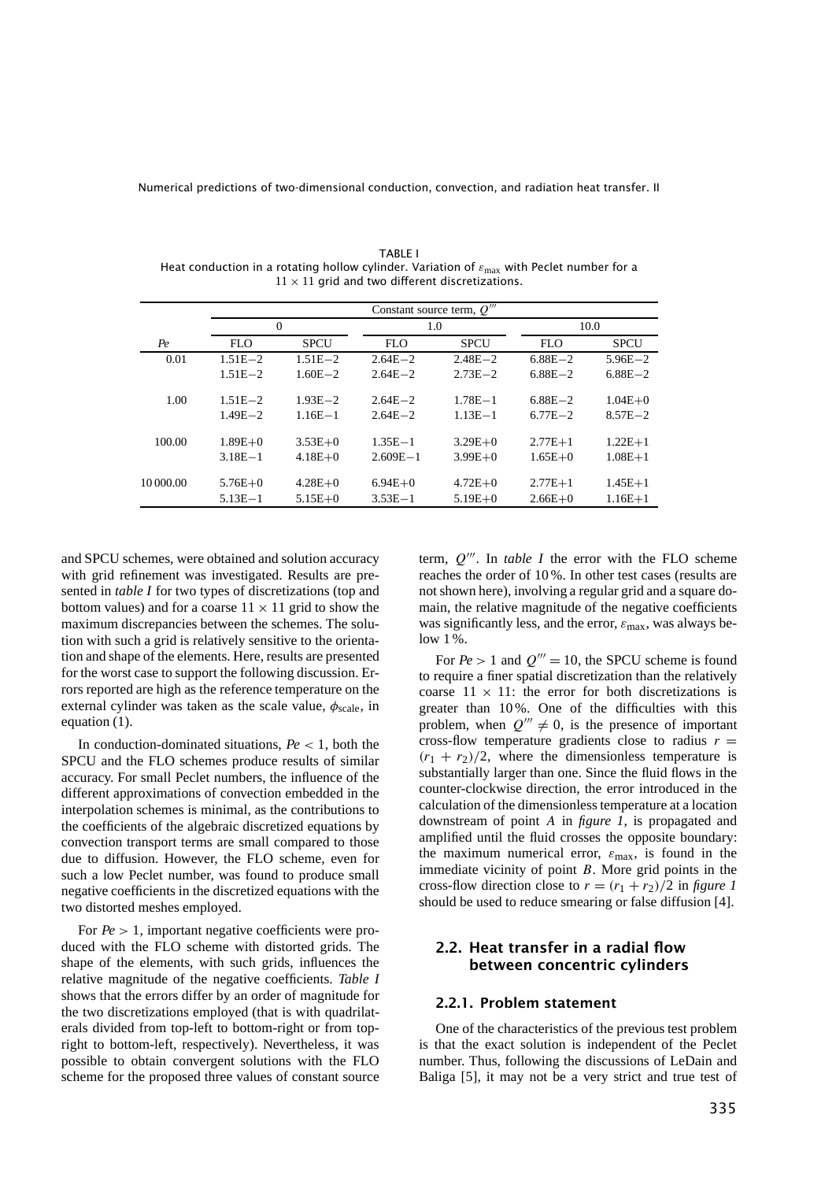TABLE I
Heat conduction in a rotating hollow cylinder. Variation of $\varepsilon_{\max}$ with Peclet number for a $11 \times 11$ grid and two different discretizations.

| | Constant source term, $Q'''$ | | | | | |
|---|---|---|---|---|---|---|
| | 0 | | 1.0 | | 10.0 | |
| *Pe* | FLO | SPCU | FLO | SPCU | FLO | SPCU |
| 0.01 | 1.51E−2 | 1.51E−2 | 2.64E−2 | 2.48E−2 | 6.88E−2 | 5.96E−2 |
| | 1.51E−2 | 1.60E−2 | 2.64E−2 | 2.73E−2 | 6.88E−2 | 6.88E−2 |
| 1.00 | 1.51E−2 | 1.93E−2 | 2.64E−2 | 1.78E−1 | 6.88E−2 | 1.04E+0 |
| | 1.49E−2 | 1.16E−1 | 2.64E−2 | 1.13E−1 | 6.77E−2 | 8.57E−2 |
| 100.00 | 1.89E+0 | 3.53E+0 | 1.35E−1 | 3.29E+0 | 2.77E+1 | 1.22E+1 |
| | 3.18E−1 | 4.18E+0 | 2.609E−1 | 3.99E+0 | 1.65E+0 | 1.08E+1 |
| 10 000.00 | 5.76E+0 | 4.28E+0 | 6.94E+0 | 4.72E+0 | 2.77E+1 | 1.45E+1 |
| | 5.13E−1 | 5.15E+0 | 3.53E−1 | 5.19E+0 | 2.66E+0 | 1.16E+1 |

and SPCU schemes, were obtained and solution accuracy with grid refinement was investigated. Results are presented in *table I* for two types of discretizations (top and bottom values) and for a coarse $11 \times 11$ grid to show the maximum discrepancies between the schemes. The solution with such a grid is relatively sensitive to the orientation and shape of the elements. Here, results are presented for the worst case to support the following discussion. Errors reported are high as the reference temperature on the external cylinder was taken as the scale value, $\phi_{\text{scale}}$, in equation (1).

In conduction-dominated situations, $Pe < 1$, both the SPCU and the FLO schemes produce results of similar accuracy. For small Peclet numbers, the influence of the different approximations of convection embedded in the interpolation schemes is minimal, as the contributions to the coefficients of the algebraic discretized equations by convection transport terms are small compared to those due to diffusion. However, the FLO scheme, even for such a low Peclet number, was found to produce small negative coefficients in the discretized equations with the two distorted meshes employed.

For $Pe > 1$, important negative coefficients were produced with the FLO scheme with distorted grids. The shape of the elements, with such grids, influences the relative magnitude of the negative coefficients. *Table I* shows that the errors differ by an order of magnitude for the two discretizations employed (that is with quadrilaterals divided from top-left to bottom-right or from top-right to bottom-left, respectively). Nevertheless, it was possible to obtain convergent solutions with the FLO scheme for the proposed three values of constant source term, $Q'''$. In *table I* the error with the FLO scheme reaches the order of 10 %. In other test cases (results are not shown here), involving a regular grid and a square domain, the relative magnitude of the negative coefficients was significantly less, and the error, $\varepsilon_{\max}$, was always below 1 %.

For $Pe > 1$ and $Q''' = 10$, the SPCU scheme is found to require a finer spatial discretization than the relatively coarse $11 \times 11$: the error for both discretizations is greater than 10 %. One of the difficulties with this problem, when $Q''' \neq 0$, is the presence of important cross-flow temperature gradients close to radius $r = (r_1 + r_2)/2$, where the dimensionless temperature is substantially larger than one. Since the fluid flows in the counter-clockwise direction, the error introduced in the calculation of the dimensionless temperature at a location downstream of point *A* in *figure 1*, is propagated and amplified until the fluid crosses the opposite boundary: the maximum numerical error, $\varepsilon_{\max}$, is found in the immediate vicinity of point *B*. More grid points in the cross-flow direction close to $r = (r_1 + r_2)/2$ in *figure 1* should be used to reduce smearing or false diffusion [4].

## 2.2. Heat transfer in a radial flow between concentric cylinders

### 2.2.1. Problem statement

One of the characteristics of the previous test problem is that the exact solution is independent of the Peclet number. Thus, following the discussions of LeDain and Baliga [5], it may not be a very strict and true test of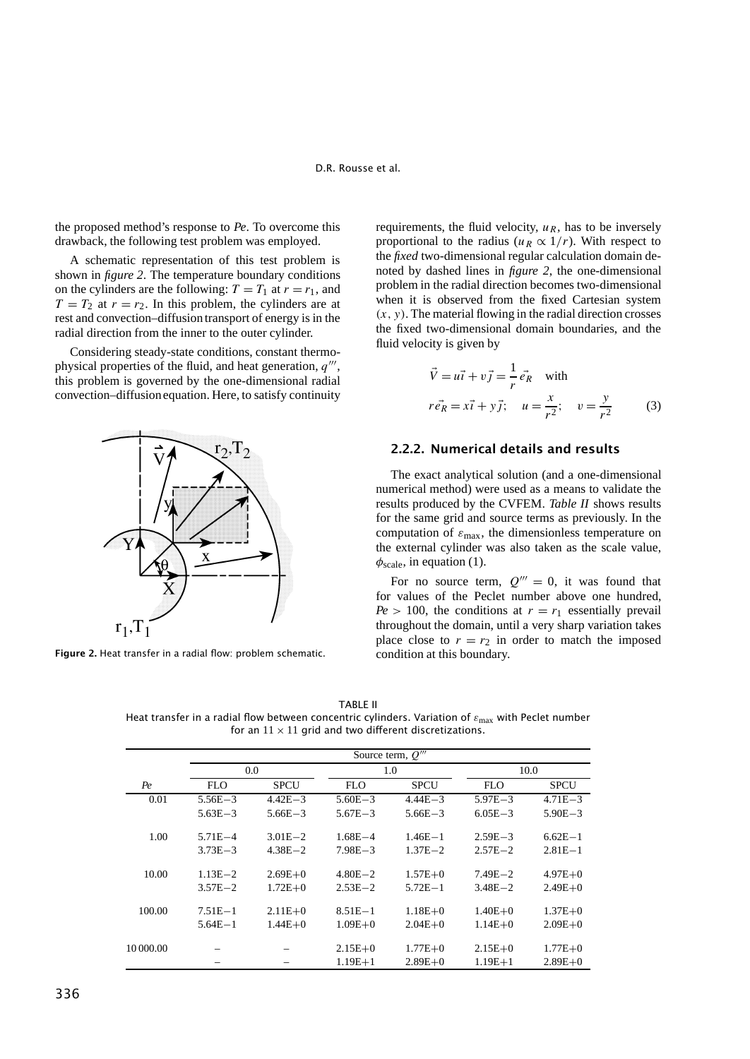the proposed method's response to *Pe*. To overcome this drawback, the following test problem was employed.

A schematic representation of this test problem is shown in *figure 2*. The temperature boundary conditions on the cylinders are the following: $T = T_1$ at $r = r_1$, and $T = T_2$ at $r = r_2$. In this problem, the cylinders are at rest and convection–diffusion transport of energy is in the radial direction from the inner to the outer cylinder.

Considering steady-state conditions, constant thermophysical properties of the fluid, and heat generation, $q'''$, this problem is governed by the one-dimensional radial convection–diffusion equation. Here, to satisfy continuity requirements, the fluid velocity, $u_R$, has to be inversely proportional to the radius ($u_R \propto 1/r$). With respect to the *fixed* two-dimensional regular calculation domain denoted by dashed lines in *figure 2*, the one-dimensional problem in the radial direction becomes two-dimensional when it is observed from the fixed Cartesian system $(x, y)$. The material flowing in the radial direction crosses the fixed two-dimensional domain boundaries, and the fluid velocity is given by

$$\vec{V} = u\vec{i} + v\vec{j} = \frac{1}{r}\vec{e_R} \quad \text{with}$$
$$r\vec{e_R} = x\vec{i} + y\vec{j}; \quad u = \frac{x}{r^2}; \quad v = \frac{y}{r^2} \tag{3}$$

**Figure 2.** Heat transfer in a radial flow: problem schematic.

### 2.2.2. Numerical details and results

The exact analytical solution (and a one-dimensional numerical method) were used as a means to validate the results produced by the CVFEM. *Table II* shows results for the same grid and source terms as previously. In the computation of $\varepsilon_{\max}$, the dimensionless temperature on the external cylinder was also taken as the scale value, $\phi_{\text{scale}}$, in equation (1).

For no source term, $Q''' = 0$, it was found that for values of the Peclet number above one hundred, $Pe > 100$, the conditions at $r = r_1$ essentially prevail throughout the domain, until a very sharp variation takes place close to $r = r_2$ in order to match the imposed condition at this boundary.

TABLE II
Heat transfer in a radial flow between concentric cylinders. Variation of $\varepsilon_{\max}$ with Peclet number for an $11 \times 11$ grid and two different discretizations.

| | Source term, $Q'''$ | | | | | |
|---|---|---|---|---|---|---|
| | 0.0 | | 1.0 | | 10.0 | |
| *Pe* | FLO | SPCU | FLO | SPCU | FLO | SPCU |
| 0.01 | 5.56E−3 | 4.42E−3 | 5.60E−3 | 4.44E−3 | 5.97E−3 | 4.71E−3 |
| | 5.63E−3 | 5.66E−3 | 5.67E−3 | 5.66E−3 | 6.05E−3 | 5.90E−3 |
| 1.00 | 5.71E−4 | 3.01E−2 | 1.68E−4 | 1.46E−1 | 2.59E−3 | 6.62E−1 |
| | 3.73E−3 | 4.38E−2 | 7.98E−3 | 1.37E−2 | 2.57E−2 | 2.81E−1 |
| 10.00 | 1.13E−2 | 2.69E+0 | 4.80E−2 | 1.57E+0 | 7.49E−2 | 4.97E+0 |
| | 3.57E−2 | 1.72E+0 | 2.53E−2 | 5.72E−1 | 3.48E−2 | 2.49E+0 |
| 100.00 | 7.51E−1 | 2.11E+0 | 8.51E−1 | 1.18E+0 | 1.40E+0 | 1.37E+0 |
| | 5.64E−1 | 1.44E+0 | 1.09E+0 | 2.04E+0 | 1.14E+0 | 2.09E+0 |
| 10 000.00 | – | – | 2.15E+0 | 1.77E+0 | 2.15E+0 | 1.77E+0 |
| | – | – | 1.19E+1 | 2.89E+0 | 1.19E+1 | 2.89E+0 |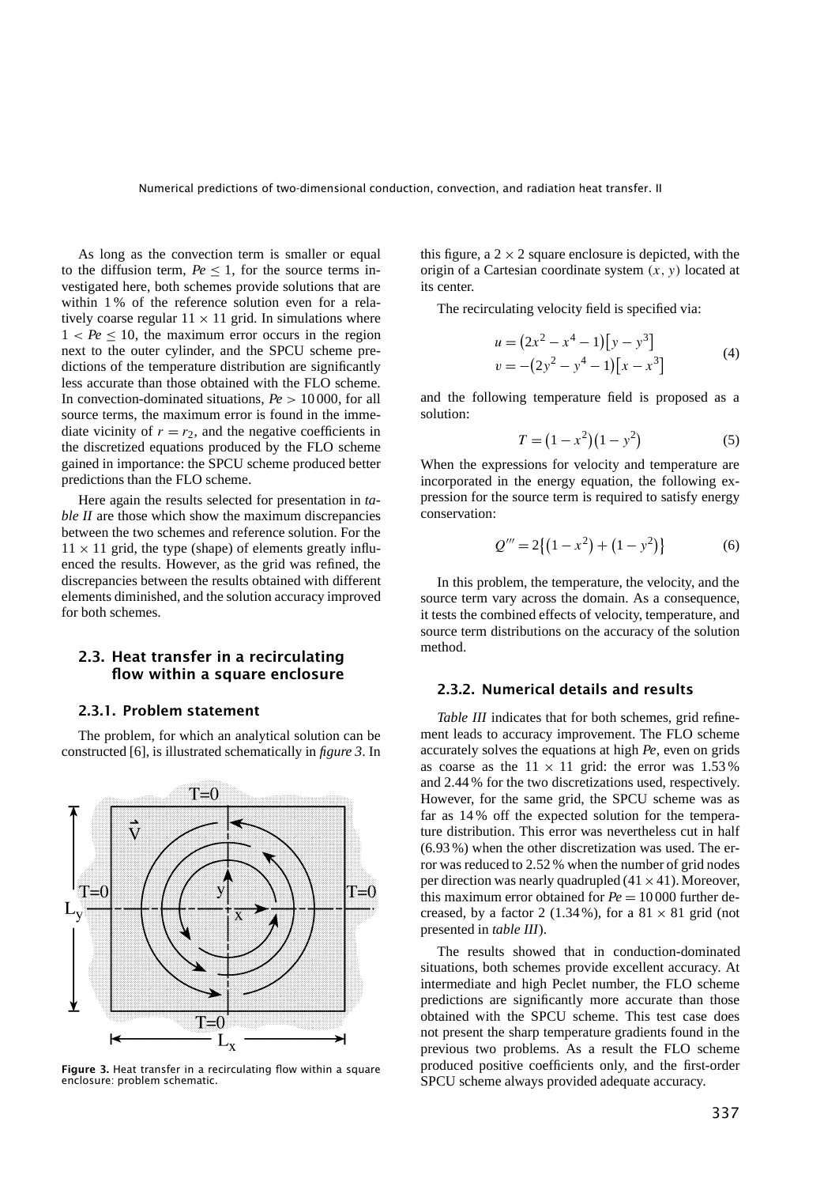As long as the convection term is smaller or equal to the diffusion term, $Pe \leq 1$, for the source terms investigated here, both schemes provide solutions that are within 1 % of the reference solution even for a relatively coarse regular $11 \times 11$ grid. In simulations where $1 < Pe \leq 10$, the maximum error occurs in the region next to the outer cylinder, and the SPCU scheme predictions of the temperature distribution are significantly less accurate than those obtained with the FLO scheme. In convection-dominated situations, $Pe > 10\,000$, for all source terms, the maximum error is found in the immediate vicinity of $r = r_2$, and the negative coefficients in the discretized equations produced by the FLO scheme gained in importance: the SPCU scheme produced better predictions than the FLO scheme.

Here again the results selected for presentation in *table II* are those which show the maximum discrepancies between the two schemes and reference solution. For the $11 \times 11$ grid, the type (shape) of elements greatly influenced the results. However, as the grid was refined, the discrepancies between the results obtained with different elements diminished, and the solution accuracy improved for both schemes.

## 2.3. Heat transfer in a recirculating flow within a square enclosure

### 2.3.1. Problem statement

The problem, for which an analytical solution can be constructed [6], is illustrated schematically in *figure 3*. In this figure, a $2 \times 2$ square enclosure is depicted, with the origin of a Cartesian coordinate system $(x, y)$ located at its center.

**Figure 3.** Heat transfer in a recirculating flow within a square enclosure: problem schematic.

The recirculating velocity field is specified via:

$$
\begin{aligned}
u &= \left(2x^2 - x^4 - 1\right)\left[y - y^3\right] \\
v &= -\left(2y^2 - y^4 - 1\right)\left[x - x^3\right]
\end{aligned}
\tag{4}
$$

and the following temperature field is proposed as a solution:

$$
T = \left(1 - x^2\right)\left(1 - y^2\right) \tag{5}
$$

When the expressions for velocity and temperature are incorporated in the energy equation, the following expression for the source term is required to satisfy energy conservation:

$$
Q''' = 2\left\{\left(1 - x^2\right) + \left(1 - y^2\right)\right\} \tag{6}
$$

In this problem, the temperature, the velocity, and the source term vary across the domain. As a consequence, it tests the combined effects of velocity, temperature, and source term distributions on the accuracy of the solution method.

### 2.3.2. Numerical details and results

*Table III* indicates that for both schemes, grid refinement leads to accuracy improvement. The FLO scheme accurately solves the equations at high *Pe*, even on grids as coarse as the $11 \times 11$ grid: the error was 1.53 % and 2.44 % for the two discretizations used, respectively. However, for the same grid, the SPCU scheme was as far as 14 % off the expected solution for the temperature distribution. This error was nevertheless cut in half (6.93 %) when the other discretization was used. The error was reduced to 2.52 % when the number of grid nodes per direction was nearly quadrupled ($41 \times 41$). Moreover, this maximum error obtained for $Pe = 10\,000$ further decreased, by a factor 2 (1.34 %), for a $81 \times 81$ grid (not presented in *table III*).

The results showed that in conduction-dominated situations, both schemes provide excellent accuracy. At intermediate and high Peclet number, the FLO scheme predictions are significantly more accurate than those obtained with the SPCU scheme. This test case does not present the sharp temperature gradients found in the previous two problems. As a result the FLO scheme produced positive coefficients only, and the first-order SPCU scheme always provided adequate accuracy.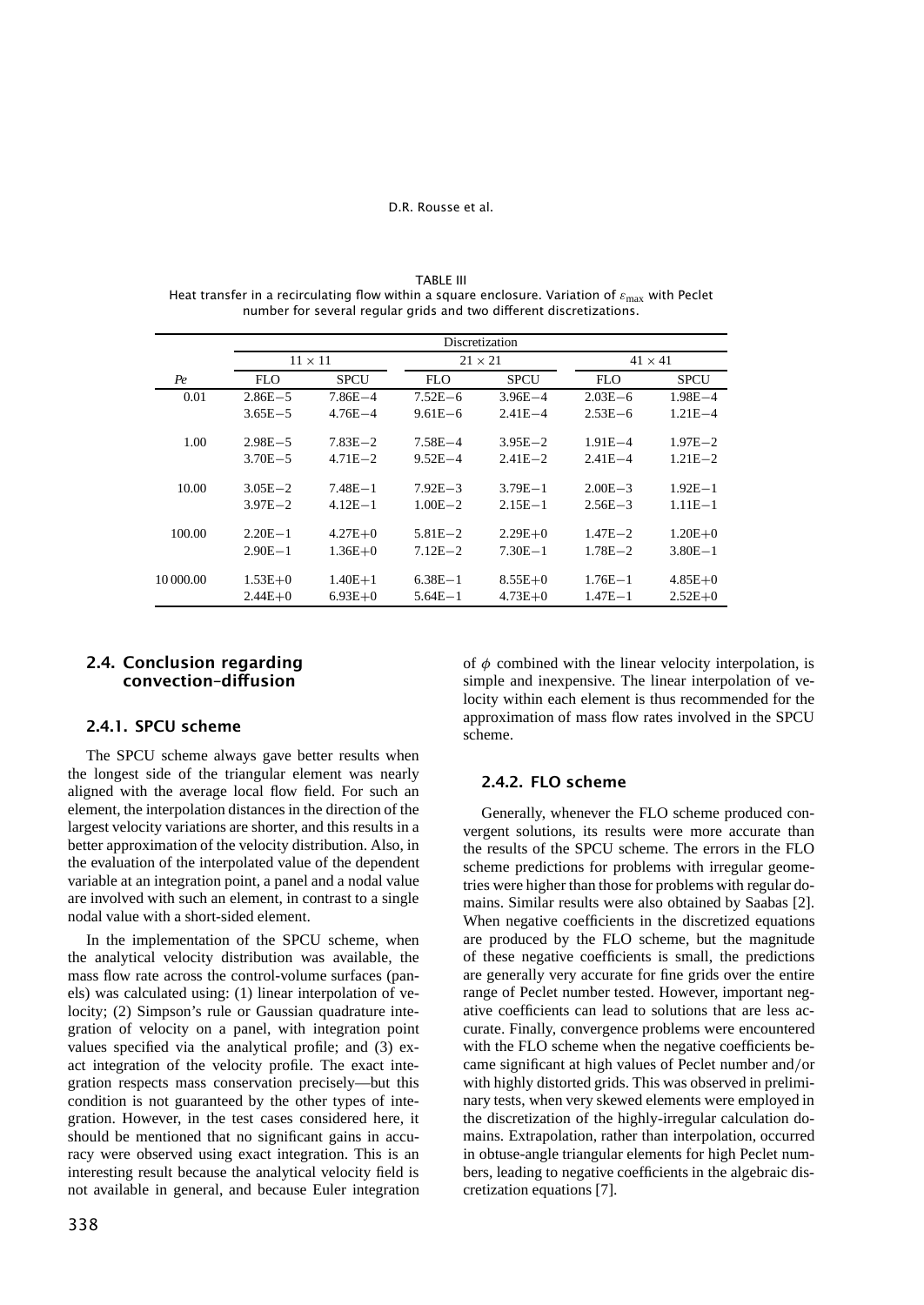TABLE III
Heat transfer in a recirculating flow within a square enclosure. Variation of $\varepsilon_{\max}$ with Peclet number for several regular grids and two different discretizations.

| | Discretization | | | | | |
|---|---|---|---|---|---|---|
| | $11 \times 11$ | | $21 \times 21$ | | $41 \times 41$ | |
| *Pe* | FLO | SPCU | FLO | SPCU | FLO | SPCU |
| 0.01 | 2.86E−5 | 7.86E−4 | 7.52E−6 | 3.96E−4 | 2.03E−6 | 1.98E−4 |
| | 3.65E−5 | 4.76E−4 | 9.61E−6 | 2.41E−4 | 2.53E−6 | 1.21E−4 |
| 1.00 | 2.98E−5 | 7.83E−2 | 7.58E−4 | 3.95E−2 | 1.91E−4 | 1.97E−2 |
| | 3.70E−5 | 4.71E−2 | 9.52E−4 | 2.41E−2 | 2.41E−4 | 1.21E−2 |
| 10.00 | 3.05E−2 | 7.48E−1 | 7.92E−3 | 3.79E−1 | 2.00E−3 | 1.92E−1 |
| | 3.97E−2 | 4.12E−1 | 1.00E−2 | 2.15E−1 | 2.56E−3 | 1.11E−1 |
| 100.00 | 2.20E−1 | 4.27E+0 | 5.81E−2 | 2.29E+0 | 1.47E−2 | 1.20E+0 |
| | 2.90E−1 | 1.36E+0 | 7.12E−2 | 7.30E−1 | 1.78E−2 | 3.80E−1 |
| 10 000.00 | 1.53E+0 | 1.40E+1 | 6.38E−1 | 8.55E+0 | 1.76E−1 | 4.85E+0 |
| | 2.44E+0 | 6.93E+0 | 5.64E−1 | 4.73E+0 | 1.47E−1 | 2.52E+0 |

## 2.4. Conclusion regarding convection–diffusion

### 2.4.1. SPCU scheme

The SPCU scheme always gave better results when the longest side of the triangular element was nearly aligned with the average local flow field. For such an element, the interpolation distances in the direction of the largest velocity variations are shorter, and this results in a better approximation of the velocity distribution. Also, in the evaluation of the interpolated value of the dependent variable at an integration point, a panel and a nodal value are involved with such an element, in contrast to a single nodal value with a short-sided element.

In the implementation of the SPCU scheme, when the analytical velocity distribution was available, the mass flow rate across the control-volume surfaces (panels) was calculated using: (1) linear interpolation of velocity; (2) Simpson's rule or Gaussian quadrature integration of velocity on a panel, with integration point values specified via the analytical profile; and (3) exact integration of the velocity profile. The exact integration respects mass conservation precisely—but this condition is not guaranteed by the other types of integration. However, in the test cases considered here, it should be mentioned that no significant gains in accuracy were observed using exact integration. This is an interesting result because the analytical velocity field is not available in general, and because Euler integration of $\phi$ combined with the linear velocity interpolation, is simple and inexpensive. The linear interpolation of velocity within each element is thus recommended for the approximation of mass flow rates involved in the SPCU scheme.

### 2.4.2. FLO scheme

Generally, whenever the FLO scheme produced convergent solutions, its results were more accurate than the results of the SPCU scheme. The errors in the FLO scheme predictions for problems with irregular geometries were higher than those for problems with regular domains. Similar results were also obtained by Saabas [2]. When negative coefficients in the discretized equations are produced by the FLO scheme, but the magnitude of these negative coefficients is small, the predictions are generally very accurate for fine grids over the entire range of Peclet number tested. However, important negative coefficients can lead to solutions that are less accurate. Finally, convergence problems were encountered with the FLO scheme when the negative coefficients became significant at high values of Peclet number and/or with highly distorted grids. This was observed in preliminary tests, when very skewed elements were employed in the discretization of the highly-irregular calculation domains. Extrapolation, rather than interpolation, occurred in obtuse-angle triangular elements for high Peclet numbers, leading to negative coefficients in the algebraic discretization equations [7].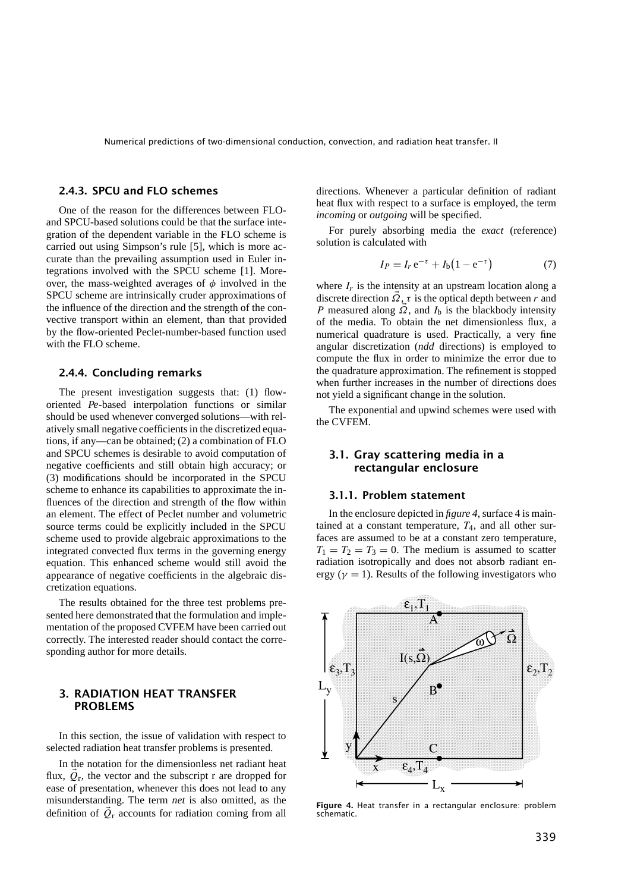#### 2.4.3. SPCU and FLO schemes

One of the reason for the differences between FLO- and SPCU-based solutions could be that the surface integration of the dependent variable in the FLO scheme is carried out using Simpson's rule [5], which is more accurate than the prevailing assumption used in Euler integrations involved with the SPCU scheme [1]. Moreover, the mass-weighted averages of $\phi$ involved in the SPCU scheme are intrinsically cruder approximations of the influence of the direction and the strength of the convective transport within an element, than that provided by the flow-oriented Peclet-number-based function used with the FLO scheme.

#### 2.4.4. Concluding remarks

The present investigation suggests that: (1) flow-oriented *Pe*-based interpolation functions or similar should be used whenever converged solutions—with relatively small negative coefficients in the discretized equations, if any—can be obtained; (2) a combination of FLO and SPCU schemes is desirable to avoid computation of negative coefficients and still obtain high accuracy; or (3) modifications should be incorporated in the SPCU scheme to enhance its capabilities to approximate the influences of the direction and strength of the flow within an element. The effect of Peclet number and volumetric source terms could be explicitly included in the SPCU scheme used to provide algebraic approximations to the integrated convected flux terms in the governing energy equation. This enhanced scheme would still avoid the appearance of negative coefficients in the algebraic discretization equations.

The results obtained for the three test problems presented here demonstrated that the formulation and implementation of the proposed CVFEM have been carried out correctly. The interested reader should contact the corresponding author for more details.

## 3. RADIATION HEAT TRANSFER PROBLEMS

In this section, the issue of validation with respect to selected radiation heat transfer problems is presented.

In the notation for the dimensionless net radiant heat flux, $\vec{Q}_{\mathrm{r}}$, the vector and the subscript r are dropped for ease of presentation, whenever this does not lead to any misunderstanding. The term *net* is also omitted, as the definition of $\vec{Q}_{\mathrm{r}}$ accounts for radiation coming from all directions. Whenever a particular definition of radiant heat flux with respect to a surface is employed, the term *incoming* or *outgoing* will be specified.

For purely absorbing media the *exact* (reference) solution is calculated with

$$I_P = I_r\,\mathrm{e}^{-\tau} + I_{\mathrm{b}}\big(1 - \mathrm{e}^{-\tau}\big) \tag{7}$$

where $I_r$ is the intensity at an upstream location along a discrete direction $\vec{\Omega}$, $\tau$ is the optical depth between $r$ and $P$ measured along $\vec{\Omega}$, and $I_{\mathrm{b}}$ is the blackbody intensity of the media. To obtain the net dimensionless flux, a numerical quadrature is used. Practically, a very fine angular discretization (*ndd* directions) is employed to compute the flux in order to minimize the error due to the quadrature approximation. The refinement is stopped when further increases in the number of directions does not yield a significant change in the solution.

The exponential and upwind schemes were used with the CVFEM.

### 3.1. Gray scattering media in a rectangular enclosure

#### 3.1.1. Problem statement

In the enclosure depicted in *figure 4*, surface 4 is maintained at a constant temperature, $T_4$, and all other surfaces are assumed to be at a constant zero temperature, $T_1 = T_2 = T_3 = 0$. The medium is assumed to scatter radiation isotropically and does not absorb radiant energy ($\gamma = 1$). Results of the following investigators who

**Figure 4.** Heat transfer in a rectangular enclosure: problem schematic.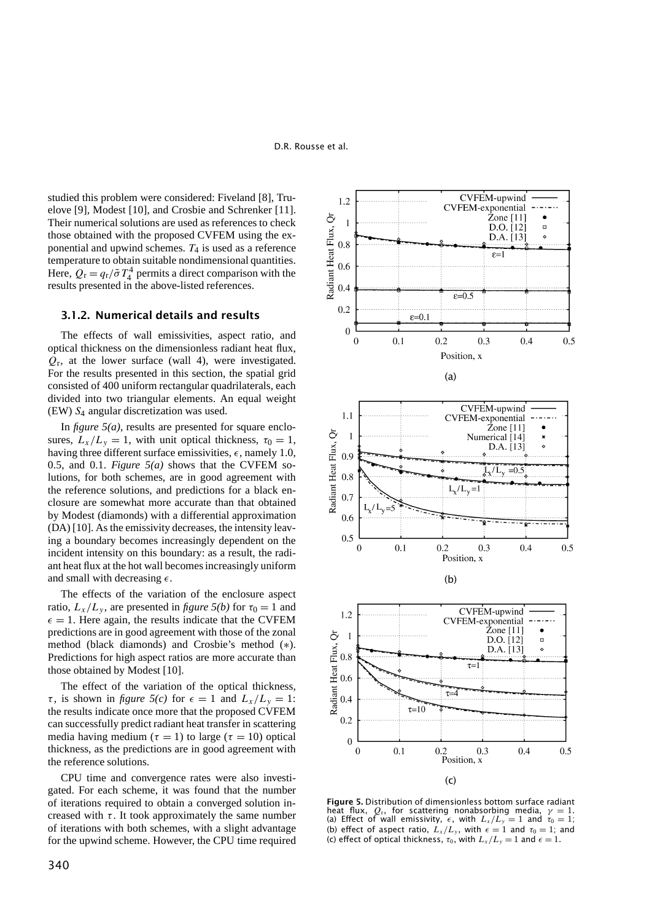studied this problem were considered: Fiveland [8], Truelove [9], Modest [10], and Crosbie and Schrenker [11]. Their numerical solutions are used as references to check those obtained with the proposed CVFEM using the exponential and upwind schemes. $T_4$ is used as a reference temperature to obtain suitable nondimensional quantities. Here, $Q_r = q_r/\tilde{\sigma}T_4^4$ permits a direct comparison with the results presented in the above-listed references.

### 3.1.2. Numerical details and results

The effects of wall emissivities, aspect ratio, and optical thickness on the dimensionless radiant heat flux, $Q_r$, at the lower surface (wall 4), were investigated. For the results presented in this section, the spatial grid consisted of 400 uniform rectangular quadrilaterals, each divided into two triangular elements. An equal weight (EW) $S_4$ angular discretization was used.

In *figure 5(a)*, results are presented for square enclosures, $L_x/L_y = 1$, with unit optical thickness, $\tau_0 = 1$, having three different surface emissivities, $\epsilon$, namely 1.0, 0.5, and 0.1. *Figure 5(a)* shows that the CVFEM solutions, for both schemes, are in good agreement with the reference solutions, and predictions for a black enclosure are somewhat more accurate than that obtained by Modest (diamonds) with a differential approximation (DA) [10]. As the emissivity decreases, the intensity leaving a boundary becomes increasingly dependent on the incident intensity on this boundary: as a result, the radiant heat flux at the hot wall becomes increasingly uniform and small with decreasing $\epsilon$.

The effects of the variation of the enclosure aspect ratio, $L_x/L_y$, are presented in *figure 5(b)* for $\tau_0 = 1$ and $\epsilon = 1$. Here again, the results indicate that the CVFEM predictions are in good agreement with those of the zonal method (black diamonds) and Crosbie's method (∗). Predictions for high aspect ratios are more accurate than those obtained by Modest [10].

The effect of the variation of the optical thickness, $\tau$, is shown in *figure 5(c)* for $\epsilon = 1$ and $L_x/L_y = 1$: the results indicate once more that the proposed CVFEM can successfully predict radiant heat transfer in scattering media having medium ($\tau = 1$) to large ($\tau = 10$) optical thickness, as the predictions are in good agreement with the reference solutions.

CPU time and convergence rates were also investigated. For each scheme, it was found that the number of iterations required to obtain a converged solution increased with $\tau$. It took approximately the same number of iterations with both schemes, with a slight advantage for the upwind scheme. However, the CPU time required

**Figure 5.** Distribution of dimensionless bottom surface radiant heat flux, $Q_r$, for scattering nonabsorbing media, $\gamma = 1$. (a) Effect of wall emissivity, $\epsilon$, with $L_x/L_y = 1$ and $\tau_0 = 1$; (b) effect of aspect ratio, $L_x/L_y$, with $\epsilon = 1$ and $\tau_0 = 1$; and (c) effect of optical thickness, $\tau_0$, with $L_x/L_y = 1$ and $\epsilon = 1$.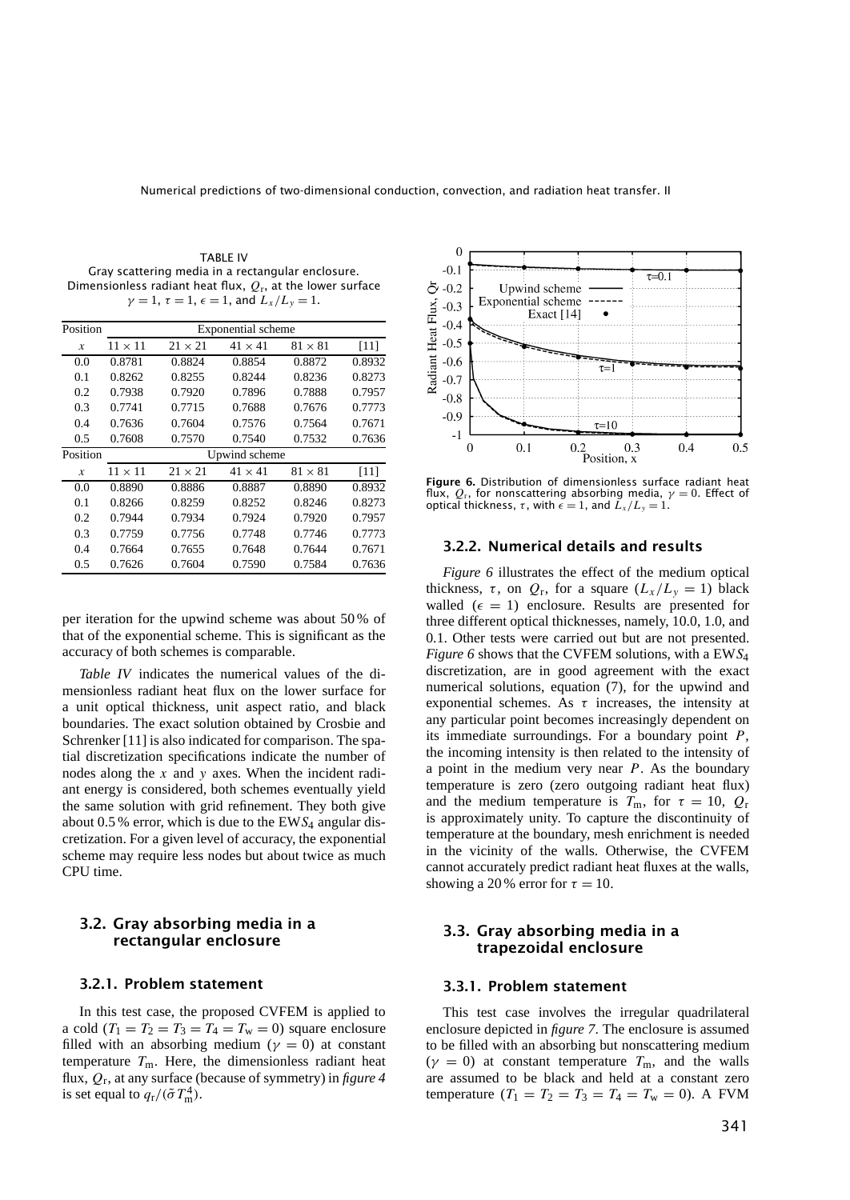TABLE IV
Gray scattering media in a rectangular enclosure. Dimensionless radiant heat flux, $Q_r$, at the lower surface $\gamma = 1$, $\tau = 1$, $\epsilon = 1$, and $L_x/L_y = 1$.

| Position | Exponential scheme | | | | |
|---|---|---|---|---|---|
| $x$ | $11 \times 11$ | $21 \times 21$ | $41 \times 41$ | $81 \times 81$ | [11] |
| 0.0 | 0.8781 | 0.8824 | 0.8854 | 0.8872 | 0.8932 |
| 0.1 | 0.8262 | 0.8255 | 0.8244 | 0.8236 | 0.8273 |
| 0.2 | 0.7938 | 0.7920 | 0.7896 | 0.7888 | 0.7957 |
| 0.3 | 0.7741 | 0.7715 | 0.7688 | 0.7676 | 0.7773 |
| 0.4 | 0.7636 | 0.7604 | 0.7576 | 0.7564 | 0.7671 |
| 0.5 | 0.7608 | 0.7570 | 0.7540 | 0.7532 | 0.7636 |
| Position | Upwind scheme | | | | |
| $x$ | $11 \times 11$ | $21 \times 21$ | $41 \times 41$ | $81 \times 81$ | [11] |
| 0.0 | 0.8890 | 0.8886 | 0.8887 | 0.8890 | 0.8932 |
| 0.1 | 0.8266 | 0.8259 | 0.8252 | 0.8246 | 0.8273 |
| 0.2 | 0.7944 | 0.7934 | 0.7924 | 0.7920 | 0.7957 |
| 0.3 | 0.7759 | 0.7756 | 0.7748 | 0.7746 | 0.7773 |
| 0.4 | 0.7664 | 0.7655 | 0.7648 | 0.7644 | 0.7671 |
| 0.5 | 0.7626 | 0.7604 | 0.7590 | 0.7584 | 0.7636 |

per iteration for the upwind scheme was about 50 % of that of the exponential scheme. This is significant as the accuracy of both schemes is comparable.

*Table IV* indicates the numerical values of the dimensionless radiant heat flux on the lower surface for a unit optical thickness, unit aspect ratio, and black boundaries. The exact solution obtained by Crosbie and Schrenker [11] is also indicated for comparison. The spatial discretization specifications indicate the number of nodes along the $x$ and $y$ axes. When the incident radiant energy is considered, both schemes eventually yield the same solution with grid refinement. They both give about 0.5 % error, which is due to the EW$S_4$ angular discretization. For a given level of accuracy, the exponential scheme may require less nodes but about twice as much CPU time.

### 3.2. Gray absorbing media in a rectangular enclosure

#### 3.2.1. Problem statement

In this test case, the proposed CVFEM is applied to a cold ($T_1 = T_2 = T_3 = T_4 = T_w = 0$) square enclosure filled with an absorbing medium ($\gamma = 0$) at constant temperature $T_m$. Here, the dimensionless radiant heat flux, $Q_r$, at any surface (because of symmetry) in *figure 4* is set equal to $q_r/(\tilde{\sigma} T_m^4)$.

**Figure 6.** Distribution of dimensionless surface radiant heat flux, $Q_r$, for nonscattering absorbing media, $\gamma = 0$. Effect of optical thickness, $\tau$, with $\epsilon = 1$, and $L_x/L_y = 1$.

#### 3.2.2. Numerical details and results

*Figure 6* illustrates the effect of the medium optical thickness, $\tau$, on $Q_r$, for a square ($L_x/L_y = 1$) black walled ($\epsilon = 1$) enclosure. Results are presented for three different optical thicknesses, namely, 10.0, 1.0, and 0.1. Other tests were carried out but are not presented. *Figure 6* shows that the CVFEM solutions, with a EW$S_4$ discretization, are in good agreement with the exact numerical solutions, equation (7), for the upwind and exponential schemes. As $\tau$ increases, the intensity at any particular point becomes increasingly dependent on its immediate surroundings. For a boundary point $P$, the incoming intensity is then related to the intensity of a point in the medium very near $P$. As the boundary temperature is zero (zero outgoing radiant heat flux) and the medium temperature is $T_m$, for $\tau = 10$, $Q_r$ is approximately unity. To capture the discontinuity of temperature at the boundary, mesh enrichment is needed in the vicinity of the walls. Otherwise, the CVFEM cannot accurately predict radiant heat fluxes at the walls, showing a 20 % error for $\tau = 10$.

### 3.3. Gray absorbing media in a trapezoidal enclosure

#### 3.3.1. Problem statement

This test case involves the irregular quadrilateral enclosure depicted in *figure 7*. The enclosure is assumed to be filled with an absorbing but nonscattering medium ($\gamma = 0$) at constant temperature $T_m$, and the walls are assumed to be black and held at a constant zero temperature ($T_1 = T_2 = T_3 = T_4 = T_w = 0$). A FVM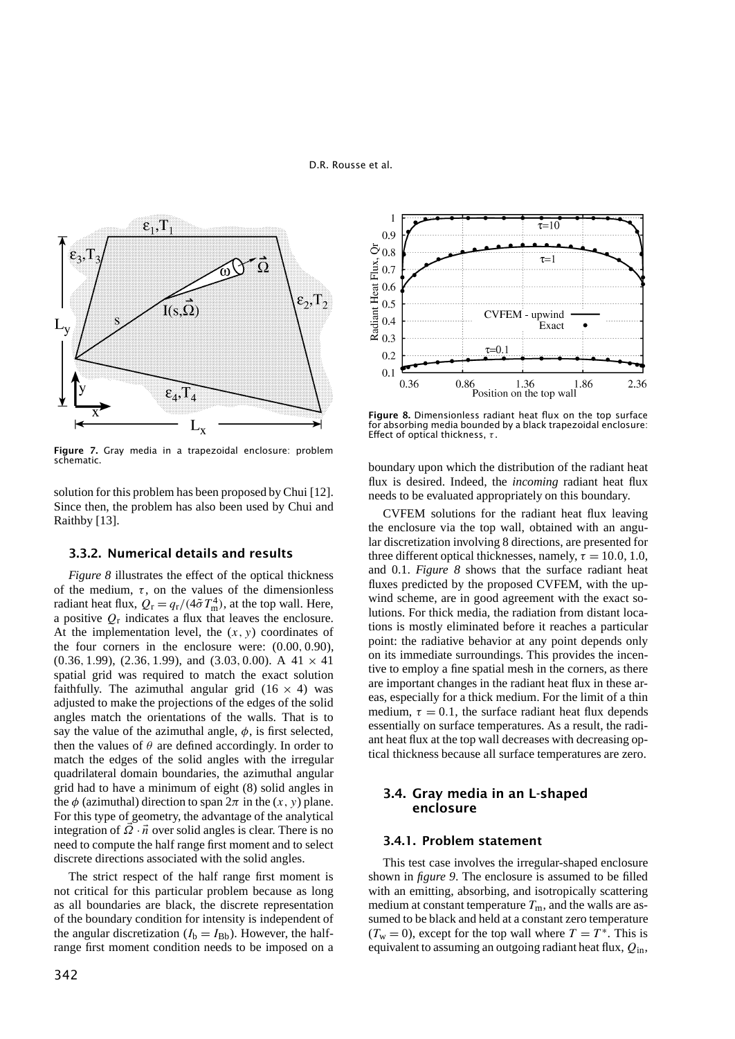Figure 7. Gray media in a trapezoidal enclosure: problem schematic.

solution for this problem has been proposed by Chui [12]. Since then, the problem has also been used by Chui and Raithby [13].

### 3.3.2. Numerical details and results

*Figure 8* illustrates the effect of the optical thickness of the medium, $\tau$, on the values of the dimensionless radiant heat flux, $Q_r = q_r/(4\bar{\sigma}T_m^4)$, at the top wall. Here, a positive $Q_r$ indicates a flux that leaves the enclosure. At the implementation level, the $(x, y)$ coordinates of the four corners in the enclosure were: $(0.00, 0.90)$, $(0.36, 1.99)$, $(2.36, 1.99)$, and $(3.03, 0.00)$. A $41 \times 41$ spatial grid was required to match the exact solution faithfully. The azimuthal angular grid $(16 \times 4)$ was adjusted to make the projections of the edges of the solid angles match the orientations of the walls. That is to say the value of the azimuthal angle, $\phi$, is first selected, then the values of $\theta$ are defined accordingly. In order to match the edges of the solid angles with the irregular quadrilateral domain boundaries, the azimuthal angular grid had to have a minimum of eight (8) solid angles in the $\phi$ (azimuthal) direction to span $2\pi$ in the $(x, y)$ plane. For this type of geometry, the advantage of the analytical integration of $\vec{\Omega} \cdot \vec{n}$ over solid angles is clear. There is no need to compute the half range first moment and to select discrete directions associated with the solid angles.

The strict respect of the half range first moment is not critical for this particular problem because as long as all boundaries are black, the discrete representation of the boundary condition for intensity is independent of the angular discretization ($I_b = I_{Bb}$). However, the half-range first moment condition needs to be imposed on a boundary upon which the distribution of the radiant heat flux is desired. Indeed, the *incoming* radiant heat flux needs to be evaluated appropriately on this boundary.

Figure 8. Dimensionless radiant heat flux on the top surface for absorbing media bounded by a black trapezoidal enclosure: Effect of optical thickness, $\tau$.

CVFEM solutions for the radiant heat flux leaving the enclosure via the top wall, obtained with an angular discretization involving 8 directions, are presented for three different optical thicknesses, namely, $\tau = 10.0$, $1.0$, and $0.1$. *Figure 8* shows that the surface radiant heat fluxes predicted by the proposed CVFEM, with the upwind scheme, are in good agreement with the exact solutions. For thick media, the radiation from distant locations is mostly eliminated before it reaches a particular point: the radiative behavior at any point depends only on its immediate surroundings. This provides the incentive to employ a fine spatial mesh in the corners, as there are important changes in the radiant heat flux in these areas, especially for a thick medium. For the limit of a thin medium, $\tau = 0.1$, the surface radiant heat flux depends essentially on surface temperatures. As a result, the radiant heat flux at the top wall decreases with decreasing optical thickness because all surface temperatures are zero.

## 3.4. Gray media in an L-shaped enclosure

### 3.4.1. Problem statement

This test case involves the irregular-shaped enclosure shown in *figure 9*. The enclosure is assumed to be filled with an emitting, absorbing, and isotropically scattering medium at constant temperature $T_m$, and the walls are assumed to be black and held at a constant zero temperature ($T_w = 0$), except for the top wall where $T = T^*$. This is equivalent to assuming an outgoing radiant heat flux, $Q_{in}$,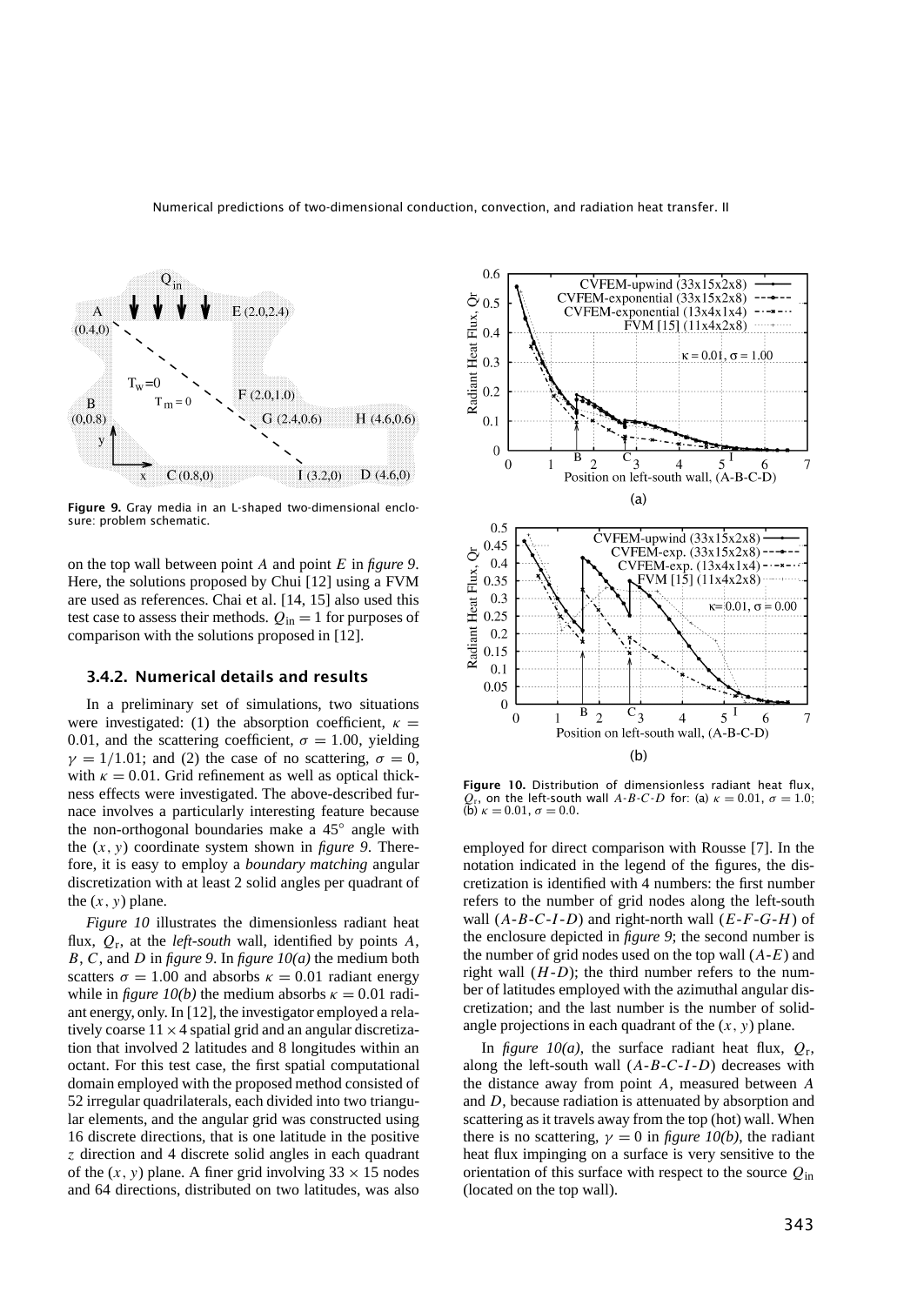Figure 9. Gray media in an L-shaped two-dimensional enclosure: problem schematic.

on the top wall between point $A$ and point $E$ in *figure 9*. Here, the solutions proposed by Chui [12] using a FVM are used as references. Chai et al. [14, 15] also used this test case to assess their methods. $Q_{\text{in}} = 1$ for purposes of comparison with the solutions proposed in [12].

### 3.4.2. Numerical details and results

In a preliminary set of simulations, two situations were investigated: (1) the absorption coefficient, $\kappa = 0.01$, and the scattering coefficient, $\sigma = 1.00$, yielding $\gamma = 1/1.01$; and (2) the case of no scattering, $\sigma = 0$, with $\kappa = 0.01$. Grid refinement as well as optical thickness effects were investigated. The above-described furnace involves a particularly interesting feature because the non-orthogonal boundaries make a 45° angle with the $(x, y)$ coordinate system shown in *figure 9*. Therefore, it is easy to employ a *boundary matching* angular discretization with at least 2 solid angles per quadrant of the $(x, y)$ plane.

*Figure 10* illustrates the dimensionless radiant heat flux, $Q_{\text{r}}$, at the *left-south* wall, identified by points $A$, $B$, $C$, and $D$ in *figure 9*. In *figure 10(a)* the medium both scatters $\sigma = 1.00$ and absorbs $\kappa = 0.01$ radiant energy while in *figure 10(b)* the medium absorbs $\kappa = 0.01$ radiant energy, only. In [12], the investigator employed a relatively coarse $11 \times 4$ spatial grid and an angular discretization that involved 2 latitudes and 8 longitudes within an octant. For this test case, the first spatial computational domain employed with the proposed method consisted of 52 irregular quadrilaterals, each divided into two triangular elements, and the angular grid was constructed using 16 discrete directions, that is one latitude in the positive $z$ direction and 4 discrete solid angles in each quadrant of the $(x, y)$ plane. A finer grid involving $33 \times 15$ nodes and 64 directions, distributed on two latitudes, was also employed for direct comparison with Rousse [7]. In the notation indicated in the legend of the figures, the discretization is identified with 4 numbers: the first number refers to the number of grid nodes along the left-south wall ($A$-$B$-$C$-$I$-$D$) and right-north wall ($E$-$F$-$G$-$H$) of the enclosure depicted in *figure 9*; the second number is the number of grid nodes used on the top wall ($A$-$E$) and right wall ($H$-$D$); the third number refers to the number of latitudes employed with the azimuthal angular discretization; and the last number is the number of solid-angle projections in each quadrant of the $(x, y)$ plane.

Figure 10. Distribution of dimensionless radiant heat flux, $Q_{\text{r}}$, on the left-south wall $A$-$B$-$C$-$D$ for: (a) $\kappa = 0.01$, $\sigma = 1.0$; (b) $\kappa = 0.01$, $\sigma = 0.0$.

In *figure 10(a)*, the surface radiant heat flux, $Q_{\text{r}}$, along the left-south wall ($A$-$B$-$C$-$I$-$D$) decreases with the distance away from point $A$, measured between $A$ and $D$, because radiation is attenuated by absorption and scattering as it travels away from the top (hot) wall. When there is no scattering, $\gamma = 0$ in *figure 10(b)*, the radiant heat flux impinging on a surface is very sensitive to the orientation of this surface with respect to the source $Q_{\text{in}}$ (located on the top wall).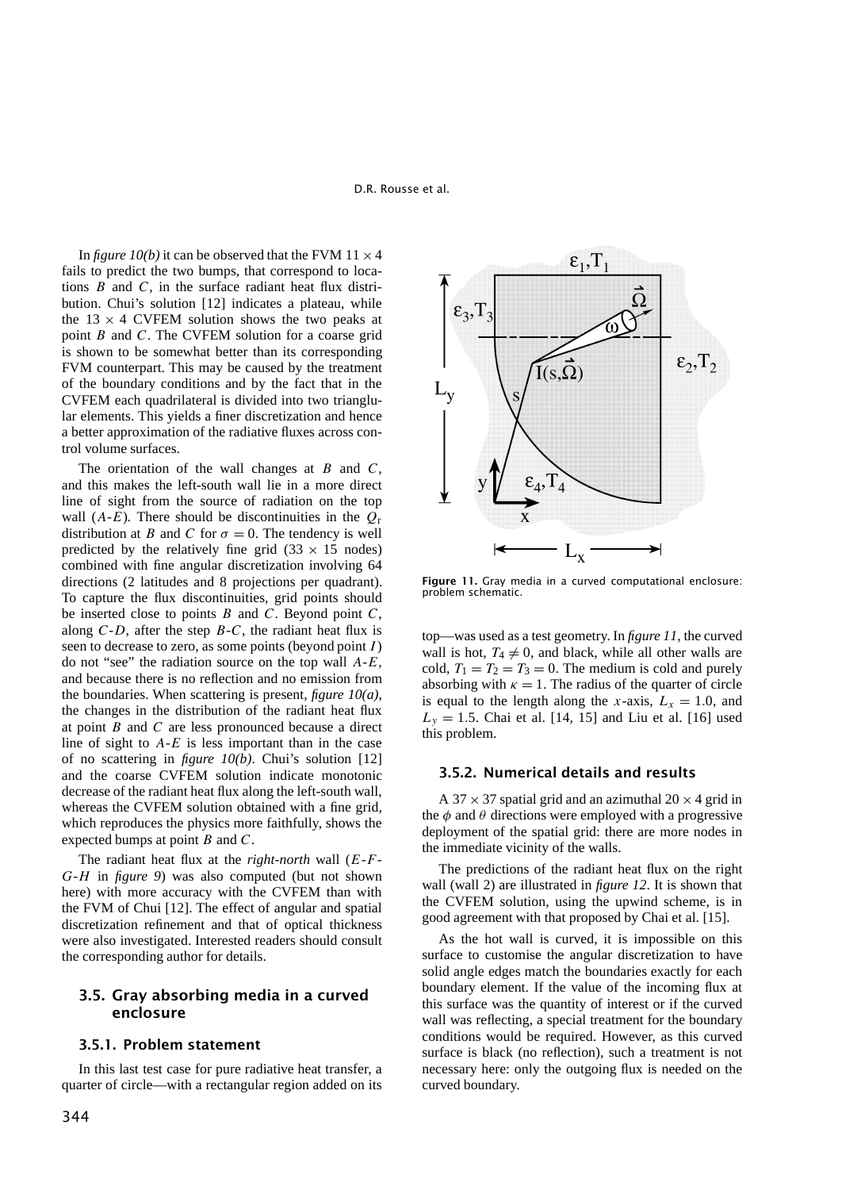In *figure 10(b)* it can be observed that the FVM $11 \times 4$ fails to predict the two bumps, that correspond to locations $B$ and $C$, in the surface radiant heat flux distribution. Chui's solution [12] indicates a plateau, while the $13 \times 4$ CVFEM solution shows the two peaks at point $B$ and $C$. The CVFEM solution for a coarse grid is shown to be somewhat better than its corresponding FVM counterpart. This may be caused by the treatment of the boundary conditions and by the fact that in the CVFEM each quadrilateral is divided into two triangular elements. This yields a finer discretization and hence a better approximation of the radiative fluxes across control volume surfaces.

The orientation of the wall changes at $B$ and $C$, and this makes the left-south wall lie in a more direct line of sight from the source of radiation on the top wall ($A$-$E$). There should be discontinuities in the $Q_r$ distribution at $B$ and $C$ for $\sigma = 0$. The tendency is well predicted by the relatively fine grid ($33 \times 15$ nodes) combined with fine angular discretization involving 64 directions (2 latitudes and 8 projections per quadrant). To capture the flux discontinuities, grid points should be inserted close to points $B$ and $C$. Beyond point $C$, along $C$-$D$, after the step $B$-$C$, the radiant heat flux is seen to decrease to zero, as some points (beyond point $I$) do not "see" the radiation source on the top wall $A$-$E$, and because there is no reflection and no emission from the boundaries. When scattering is present, *figure 10(a)*, the changes in the distribution of the radiant heat flux at point $B$ and $C$ are less pronounced because a direct line of sight to $A$-$E$ is less important than in the case of no scattering in *figure 10(b)*. Chui's solution [12] and the coarse CVFEM solution indicate monotonic decrease of the radiant heat flux along the left-south wall, whereas the CVFEM solution obtained with a fine grid, which reproduces the physics more faithfully, shows the expected bumps at point $B$ and $C$.

The radiant heat flux at the *right-north* wall ($E$-$F$-$G$-$H$ in *figure 9*) was also computed (but not shown here) with more accuracy with the CVFEM than with the FVM of Chui [12]. The effect of angular and spatial discretization refinement and that of optical thickness were also investigated. Interested readers should consult the corresponding author for details.

## 3.5. Gray absorbing media in a curved enclosure

### 3.5.1. Problem statement

In this last test case for pure radiative heat transfer, a quarter of circle—with a rectangular region added on its top—was used as a test geometry. In *figure 11*, the curved wall is hot, $T_4 \neq 0$, and black, while all other walls are cold, $T_1 = T_2 = T_3 = 0$. The medium is cold and purely absorbing with $\kappa = 1$. The radius of the quarter of circle is equal to the length along the $x$-axis, $L_x = 1.0$, and $L_y = 1.5$. Chai et al. [14, 15] and Liu et al. [16] used this problem.

**Figure 11.** Gray media in a curved computational enclosure: problem schematic.

### 3.5.2. Numerical details and results

A $37 \times 37$ spatial grid and an azimuthal $20 \times 4$ grid in the $\phi$ and $\theta$ directions were employed with a progressive deployment of the spatial grid: there are more nodes in the immediate vicinity of the walls.

The predictions of the radiant heat flux on the right wall (wall 2) are illustrated in *figure 12*. It is shown that the CVFEM solution, using the upwind scheme, is in good agreement with that proposed by Chai et al. [15].

As the hot wall is curved, it is impossible on this surface to customise the angular discretization to have solid angle edges match the boundaries exactly for each boundary element. If the value of the incoming flux at this surface was the quantity of interest or if the curved wall was reflecting, a special treatment for the boundary conditions would be required. However, as this curved surface is black (no reflection), such a treatment is not necessary here: only the outgoing flux is needed on the curved boundary.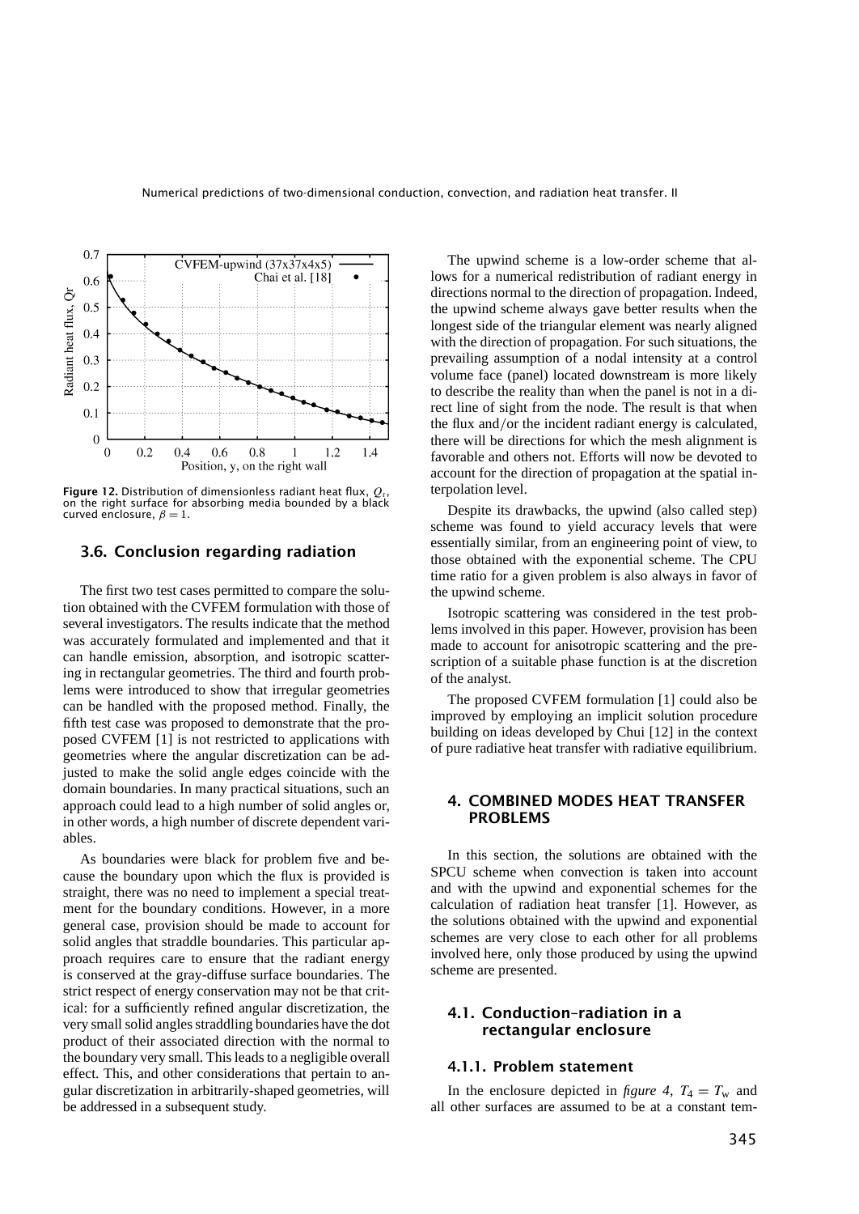Figure 12. Distribution of dimensionless radiant heat flux, $Q_r$, on the right surface for absorbing media bounded by a black curved enclosure, $\beta = 1$.

### 3.6. Conclusion regarding radiation

The first two test cases permitted to compare the solution obtained with the CVFEM formulation with those of several investigators. The results indicate that the method was accurately formulated and implemented and that it can handle emission, absorption, and isotropic scattering in rectangular geometries. The third and fourth problems were introduced to show that irregular geometries can be handled with the proposed method. Finally, the fifth test case was proposed to demonstrate that the proposed CVFEM [1] is not restricted to applications with geometries where the angular discretization can be adjusted to make the solid angle edges coincide with the domain boundaries. In many practical situations, such an approach could lead to a high number of solid angles or, in other words, a high number of discrete dependent variables.

As boundaries were black for problem five and because the boundary upon which the flux is provided is straight, there was no need to implement a special treatment for the boundary conditions. However, in a more general case, provision should be made to account for solid angles that straddle boundaries. This particular approach requires care to ensure that the radiant energy is conserved at the gray-diffuse surface boundaries. The strict respect of energy conservation may not be that critical: for a sufficiently refined angular discretization, the very small solid angles straddling boundaries have the dot product of their associated direction with the normal to the boundary very small. This leads to a negligible overall effect. This, and other considerations that pertain to angular discretization in arbitrarily-shaped geometries, will be addressed in a subsequent study.

The upwind scheme is a low-order scheme that allows for a numerical redistribution of radiant energy in directions normal to the direction of propagation. Indeed, the upwind scheme always gave better results when the longest side of the triangular element was nearly aligned with the direction of propagation. For such situations, the prevailing assumption of a nodal intensity at a control volume face (panel) located downstream is more likely to describe the reality than when the panel is not in a direct line of sight from the node. The result is that when the flux and/or the incident radiant energy is calculated, there will be directions for which the mesh alignment is favorable and others not. Efforts will now be devoted to account for the direction of propagation at the spatial interpolation level.

Despite its drawbacks, the upwind (also called step) scheme was found to yield accuracy levels that were essentially similar, from an engineering point of view, to those obtained with the exponential scheme. The CPU time ratio for a given problem is also always in favor of the upwind scheme.

Isotropic scattering was considered in the test problems involved in this paper. However, provision has been made to account for anisotropic scattering and the prescription of a suitable phase function is at the discretion of the analyst.

The proposed CVFEM formulation [1] could also be improved by employing an implicit solution procedure building on ideas developed by Chui [12] in the context of pure radiative heat transfer with radiative equilibrium.

## 4. COMBINED MODES HEAT TRANSFER PROBLEMS

In this section, the solutions are obtained with the SPCU scheme when convection is taken into account and with the upwind and exponential schemes for the calculation of radiation heat transfer [1]. However, as the solutions obtained with the upwind and exponential schemes are very close to each other for all problems involved here, only those produced by using the upwind scheme are presented.

### 4.1. Conduction–radiation in a rectangular enclosure

#### 4.1.1. Problem statement

In the enclosure depicted in *figure 4*, $T_4 = T_w$ and all other surfaces are assumed to be at a constant tem-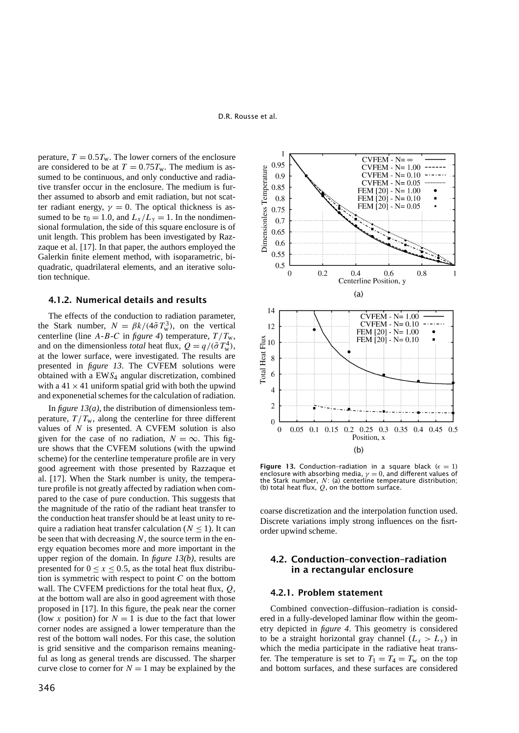perature, $T = 0.5T_w$. The lower corners of the enclosure are considered to be at $T = 0.75T_w$. The medium is assumed to be continuous, and only conductive and radiative transfer occur in the enclosure. The medium is further assumed to absorb and emit radiation, but not scatter radiant energy, $\gamma = 0$. The optical thickness is assumed to be $\tau_0 = 1.0$, and $L_x/L_y = 1$. In the nondimensional formulation, the side of this square enclosure is of unit length. This problem has been investigated by Razzaque et al. [17]. In that paper, the authors employed the Galerkin finite element method, with isoparametric, biquadratic, quadrilateral elements, and an iterative solution technique.

#### 4.1.2. Numerical details and results

The effects of the conduction to radiation parameter, the Stark number, $N = \beta k/(4\tilde{\sigma}T_w^3)$, on the vertical centerline (line *A-B-C* in *figure 4*) temperature, $T/T_w$, and on the dimensionless *total* heat flux, $Q = q/(\tilde{\sigma}T_w^4)$, at the lower surface, were investigated. The results are presented in *figure 13*. The CVFEM solutions were obtained with a EW$S_4$ angular discretization, combined with a $41 \times 41$ uniform spatial grid with both the upwind and exponenetial schemes for the calculation of radiation.

In *figure 13(a)*, the distribution of dimensionless temperature, $T/T_w$, along the centerline for three different values of $N$ is presented. A CVFEM solution is also given for the case of no radiation, $N = \infty$. This figure shows that the CVFEM solutions (with the upwind scheme) for the centerline temperature profile are in very good agreement with those presented by Razzaque et al. [17]. When the Stark number is unity, the temperature profile is not greatly affected by radiation when compared to the case of pure conduction. This suggests that the magnitude of the ratio of the radiant heat transfer to the conduction heat transfer should be at least unity to require a radiation heat transfer calculation ($N \leq 1$). It can be seen that with decreasing $N$, the source term in the energy equation becomes more and more important in the upper region of the domain. In *figure 13(b)*, results are presented for $0 \leq x \leq 0.5$, as the total heat flux distribution is symmetric with respect to point $C$ on the bottom wall. The CVFEM predictions for the total heat flux, $Q$, at the bottom wall are also in good agreement with those proposed in [17]. In this figure, the peak near the corner (low $x$ position) for $N = 1$ is due to the fact that lower corner nodes are assigned a lower temperature than the rest of the bottom wall nodes. For this case, the solution is grid sensitive and the comparison remains meaningful as long as general trends are discussed. The sharper curve close to corner for $N = 1$ may be explained by the coarse discretization and the interpolation function used. Discrete variations imply strong influences on the fisrt-order upwind scheme.

**Figure 13.** Conduction–radiation in a square black ($\epsilon = 1$) enclosure with absorbing media, $\gamma = 0$, and different values of the Stark number, $N$: (a) centerline temperature distribution; (b) total heat flux, $Q$, on the bottom surface.

### 4.2. Conduction–convection–radiation in a rectangular enclosure

#### 4.2.1. Problem statement

Combined convection–diffusion–radiation is considered in a fully-developed laminar flow within the geometry depicted in *figure 4*. This geometry is considered to be a straight horizontal gray channel ($L_x > L_y$) in which the media participate in the radiative heat transfer. The temperature is set to $T_1 = T_4 = T_w$ on the top and bottom surfaces, and these surfaces are considered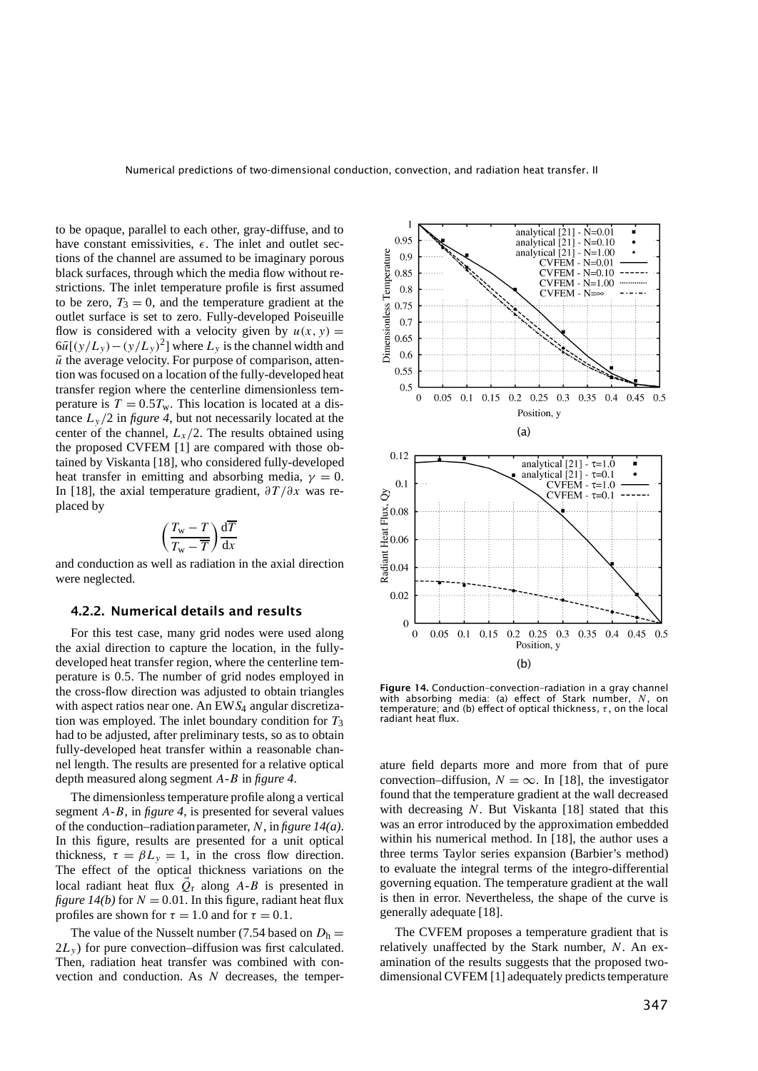to be opaque, parallel to each other, gray-diffuse, and to have constant emissivities, $\epsilon$. The inlet and outlet sections of the channel are assumed to be imaginary porous black surfaces, through which the media flow without restrictions. The inlet temperature profile is first assumed to be zero, $T_3 = 0$, and the temperature gradient at the outlet surface is set to zero. Fully-developed Poiseuille flow is considered with a velocity given by $u(x, y) = 6\bar{u}[(y/L_y) - (y/L_y)^2]$ where $L_y$ is the channel width and $\bar{u}$ the average velocity. For purpose of comparison, attention was focused on a location of the fully-developed heat transfer region where the centerline dimensionless temperature is $T = 0.5T_w$. This location is located at a distance $L_y/2$ in *figure 4*, but not necessarily located at the center of the channel, $L_x/2$. The results obtained using the proposed CVFEM [1] are compared with those obtained by Viskanta [18], who considered fully-developed heat transfer in emitting and absorbing media, $\gamma = 0$. In [18], the axial temperature gradient, $\partial T/\partial x$ was replaced by

$$\left(\frac{T_w - T}{T_w - \overline{T}}\right)\frac{d\overline{T}}{dx}$$

and conduction as well as radiation in the axial direction were neglected.

### 4.2.2. Numerical details and results

For this test case, many grid nodes were used along the axial direction to capture the location, in the fully-developed heat transfer region, where the centerline temperature is 0.5. The number of grid nodes employed in the cross-flow direction was adjusted to obtain triangles with aspect ratios near one. An $EWS_4$ angular discretization was employed. The inlet boundary condition for $T_3$ had to be adjusted, after preliminary tests, so as to obtain fully-developed heat transfer within a reasonable channel length. The results are presented for a relative optical depth measured along segment $A$-$B$ in *figure 4*.

The dimensionless temperature profile along a vertical segment $A$-$B$, in *figure 4*, is presented for several values of the conduction–radiation parameter, $N$, in *figure 14(a)*. In this figure, results are presented for a unit optical thickness, $\tau = \beta L_y = 1$, in the cross flow direction. The effect of the optical thickness variations on the local radiant heat flux $\vec{Q}_r$ along $A$-$B$ is presented in *figure 14(b)* for $N = 0.01$. In this figure, radiant heat flux profiles are shown for $\tau = 1.0$ and for $\tau = 0.1$.

The value of the Nusselt number (7.54 based on $D_h = 2L_y$) for pure convection–diffusion was first calculated. Then, radiation heat transfer was combined with convection and conduction. As $N$ decreases, the temperature field departs more and more from that of pure convection–diffusion, $N = \infty$. In [18], the investigator found that the temperature gradient at the wall decreased with decreasing $N$. But Viskanta [18] stated that this was an error introduced by the approximation embedded within his numerical method. In [18], the author uses a three terms Taylor series expansion (Barbier's method) to evaluate the integral terms of the integro-differential governing equation. The temperature gradient at the wall is then in error. Nevertheless, the shape of the curve is generally adequate [18].

The CVFEM proposes a temperature gradient that is relatively unaffected by the Stark number, $N$. An examination of the results suggests that the proposed two-dimensional CVFEM [1] adequately predicts temperature

**Figure 14.** Conduction–convection–radiation in a gray channel with absorbing media: (a) effect of Stark number, $N$, on temperature; and (b) effect of optical thickness, $\tau$, on the local radiant heat flux.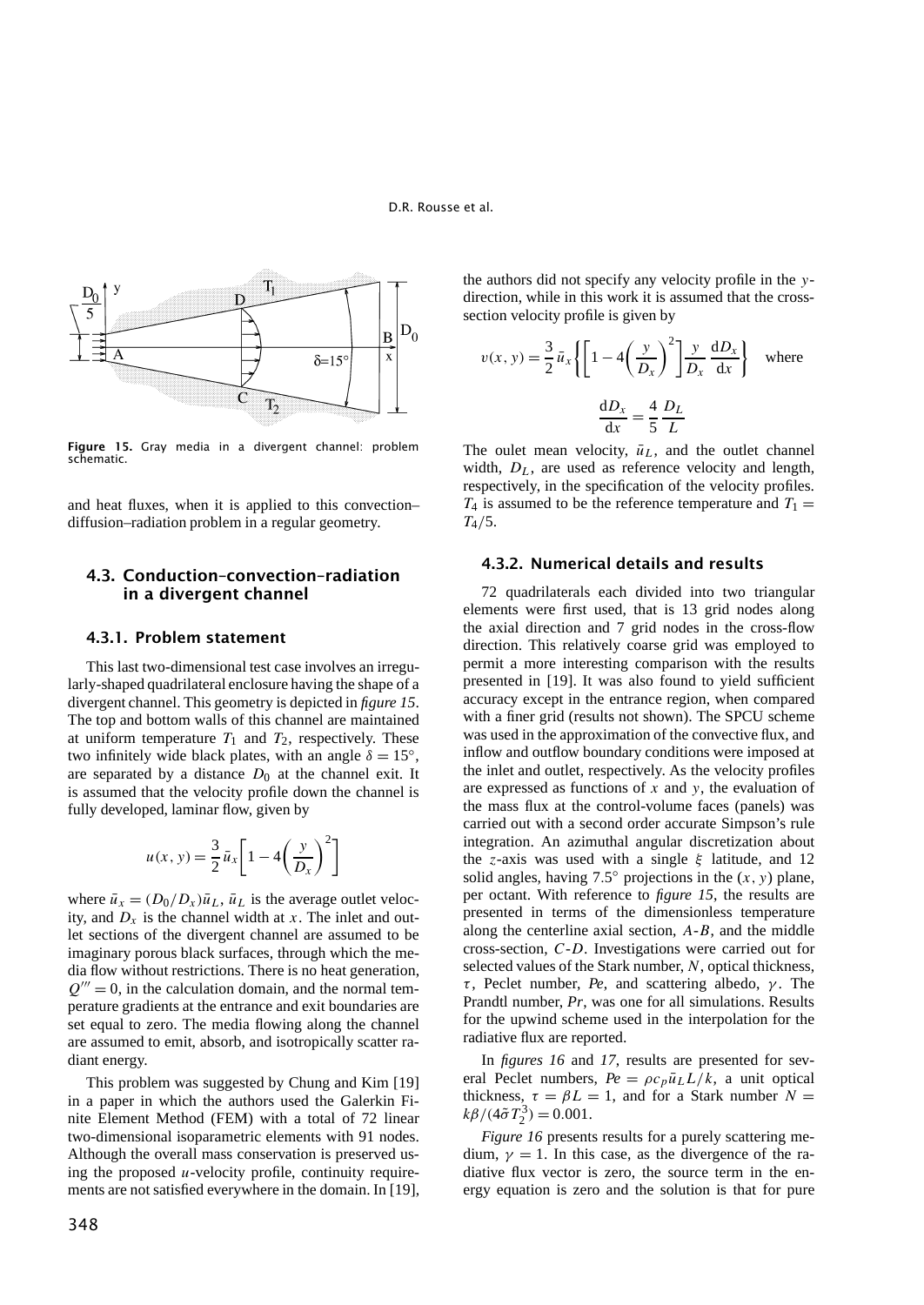Figure 15. Gray media in a divergent channel: problem schematic.

and heat fluxes, when it is applied to this convection–diffusion–radiation problem in a regular geometry.

### 4.3. Conduction–convection–radiation in a divergent channel

#### 4.3.1. Problem statement

This last two-dimensional test case involves an irregularly-shaped quadrilateral enclosure having the shape of a divergent channel. This geometry is depicted in *figure 15*. The top and bottom walls of this channel are maintained at uniform temperature $T_1$ and $T_2$, respectively. These two infinitely wide black plates, with an angle $\delta = 15^\circ$, are separated by a distance $D_0$ at the channel exit. It is assumed that the velocity profile down the channel is fully developed, laminar flow, given by

$$u(x, y) = \frac{3}{2}\bar{u}_x\left[1 - 4\left(\frac{y}{D_x}\right)^2\right]$$

where $\bar{u}_x = (D_0/D_x)\bar{u}_L$, $\bar{u}_L$ is the average outlet velocity, and $D_x$ is the channel width at $x$. The inlet and outlet sections of the divergent channel are assumed to be imaginary porous black surfaces, through which the media flow without restrictions. There is no heat generation, $Q''' = 0$, in the calculation domain, and the normal temperature gradients at the entrance and exit boundaries are set equal to zero. The media flowing along the channel are assumed to emit, absorb, and isotropically scatter radiant energy.

This problem was suggested by Chung and Kim [19] in a paper in which the authors used the Galerkin Finite Element Method (FEM) with a total of 72 linear two-dimensional isoparametric elements with 91 nodes. Although the overall mass conservation is preserved using the proposed $u$-velocity profile, continuity requirements are not satisfied everywhere in the domain. In [19], the authors did not specify any velocity profile in the $y$-direction, while in this work it is assumed that the cross-section velocity profile is given by

$$v(x, y) = \frac{3}{2}\bar{u}_x\left\{\left[1 - 4\left(\frac{y}{D_x}\right)^2\right]\frac{y}{D_x}\frac{\mathrm{d}D_x}{\mathrm{d}x}\right\} \quad \text{where}$$

$$\frac{\mathrm{d}D_x}{\mathrm{d}x} = \frac{4}{5}\frac{D_L}{L}$$

The oulet mean velocity, $\bar{u}_L$, and the outlet channel width, $D_L$, are used as reference velocity and length, respectively, in the specification of the velocity profiles. $T_4$ is assumed to be the reference temperature and $T_1 = T_4/5$.

#### 4.3.2. Numerical details and results

72 quadrilaterals each divided into two triangular elements were first used, that is 13 grid nodes along the axial direction and 7 grid nodes in the cross-flow direction. This relatively coarse grid was employed to permit a more interesting comparison with the results presented in [19]. It was also found to yield sufficient accuracy except in the entrance region, when compared with a finer grid (results not shown). The SPCU scheme was used in the approximation of the convective flux, and inflow and outflow boundary conditions were imposed at the inlet and outlet, respectively. As the velocity profiles are expressed as functions of $x$ and $y$, the evaluation of the mass flux at the control-volume faces (panels) was carried out with a second order accurate Simpson's rule integration. An azimuthal angular discretization about the $z$-axis was used with a single $\xi$ latitude, and 12 solid angles, having $7.5^\circ$ projections in the $(x, y)$ plane, per octant. With reference to *figure 15*, the results are presented in terms of the dimensionless temperature along the centerline axial section, $A$-$B$, and the middle cross-section, $C$-$D$. Investigations were carried out for selected values of the Stark number, $N$, optical thickness, $\tau$, Peclet number, $Pe$, and scattering albedo, $\gamma$. The Prandtl number, $Pr$, was one for all simulations. Results for the upwind scheme used in the interpolation for the radiative flux are reported.

In *figures 16* and *17*, results are presented for several Peclet numbers, $Pe = \rho c_p \bar{u}_L L/k$, a unit optical thickness, $\tau = \beta L = 1$, and for a Stark number $N = k\beta/(4\tilde{\sigma}T_2^3) = 0.001$.

*Figure 16* presents results for a purely scattering medium, $\gamma = 1$. In this case, as the divergence of the radiative flux vector is zero, the source term in the energy equation is zero and the solution is that for pure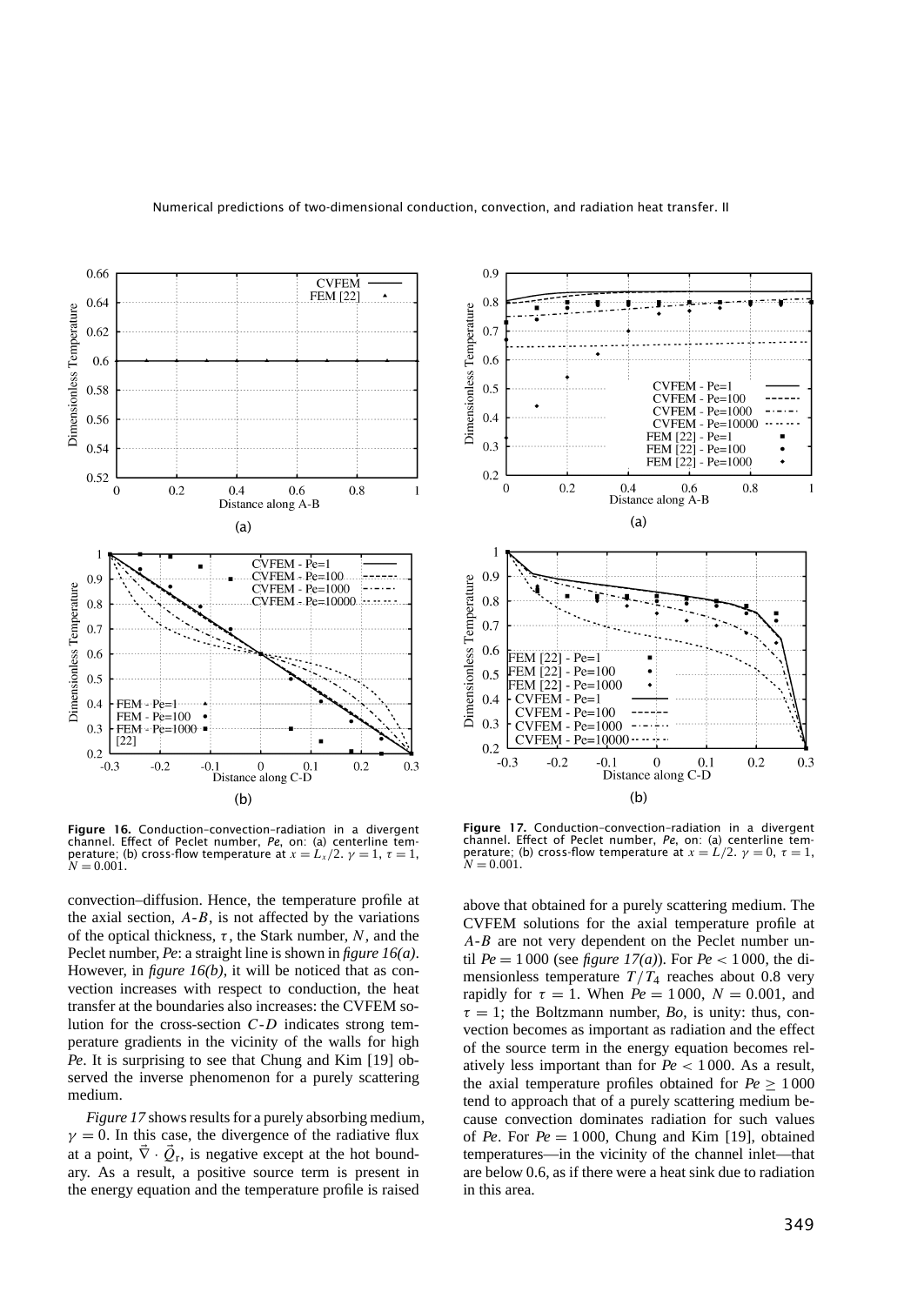**Figure 16.** Conduction–convection–radiation in a divergent channel. Effect of Peclet number, *Pe*, on: (a) centerline temperature; (b) cross-flow temperature at $x = L_x/2$. $\gamma = 1$, $\tau = 1$, $N = 0.001$.

**Figure 17.** Conduction–convection–radiation in a divergent channel. Effect of Peclet number, *Pe*, on: (a) centerline temperature; (b) cross-flow temperature at $x = L/2$. $\gamma = 0$, $\tau = 1$, $N = 0.001$.

convection–diffusion. Hence, the temperature profile at the axial section, *A-B*, is not affected by the variations of the optical thickness, $\tau$, the Stark number, $N$, and the Peclet number, *Pe*: a straight line is shown in *figure 16(a)*. However, in *figure 16(b)*, it will be noticed that as convection increases with respect to conduction, the heat transfer at the boundaries also increases: the CVFEM solution for the cross-section *C-D* indicates strong temperature gradients in the vicinity of the walls for high *Pe*. It is surprising to see that Chung and Kim [19] observed the inverse phenomenon for a purely scattering medium.

*Figure 17* shows results for a purely absorbing medium, $\gamma = 0$. In this case, the divergence of the radiative flux at a point, $\vec{\nabla} \cdot \vec{Q}_r$, is negative except at the hot boundary. As a result, a positive source term is present in the energy equation and the temperature profile is raised above that obtained for a purely scattering medium. The CVFEM solutions for the axial temperature profile at *A-B* are not very dependent on the Peclet number until $Pe = 1\,000$ (see *figure 17(a)*). For $Pe < 1\,000$, the dimensionless temperature $T/T_4$ reaches about 0.8 very rapidly for $\tau = 1$. When $Pe = 1\,000$, $N = 0.001$, and $\tau = 1$; the Boltzmann number, *Bo*, is unity: thus, convection becomes as important as radiation and the effect of the source term in the energy equation becomes relatively less important than for $Pe < 1\,000$. As a result, the axial temperature profiles obtained for $Pe \geq 1\,000$ tend to approach that of a purely scattering medium because convection dominates radiation for such values of *Pe*. For $Pe = 1\,000$, Chung and Kim [19], obtained temperatures—in the vicinity of the channel inlet—that are below 0.6, as if there were a heat sink due to radiation in this area.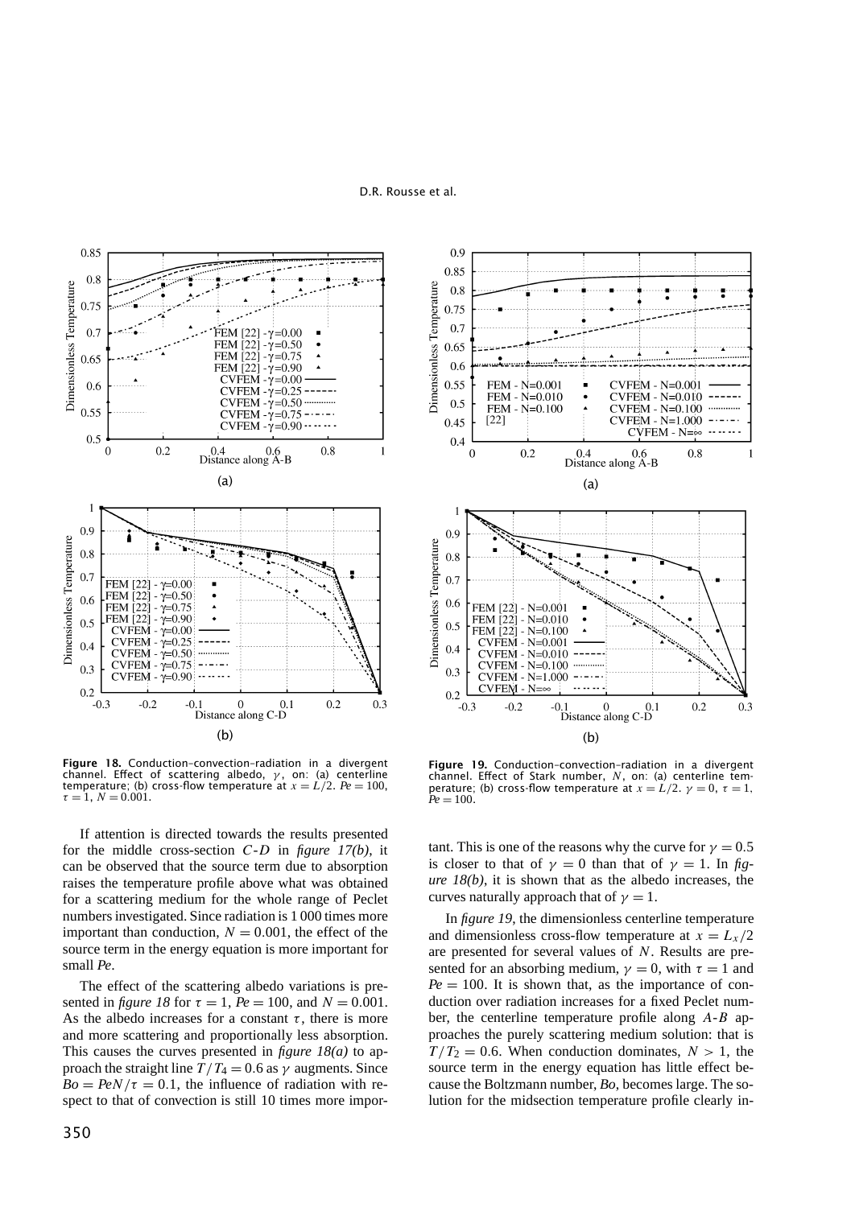**Figure 18.** Conduction–convection–radiation in a divergent channel. Effect of scattering albedo, $\gamma$, on: (a) centerline temperature; (b) cross-flow temperature at $x = L/2$. $Pe = 100$, $\tau = 1$, $N = 0.001$.

**Figure 19.** Conduction–convection–radiation in a divergent channel. Effect of Stark number, $N$, on: (a) centerline temperature; (b) cross-flow temperature at $x = L/2$. $\gamma = 0$, $\tau = 1$, $Pe = 100$.

If attention is directed towards the results presented for the middle cross-section $C$-$D$ in *figure 17(b)*, it can be observed that the source term due to absorption raises the temperature profile above what was obtained for a scattering medium for the whole range of Peclet numbers investigated. Since radiation is 1 000 times more important than conduction, $N = 0.001$, the effect of the source term in the energy equation is more important for small $Pe$.

The effect of the scattering albedo variations is presented in *figure 18* for $\tau = 1$, $Pe = 100$, and $N = 0.001$. As the albedo increases for a constant $\tau$, there is more and more scattering and proportionally less absorption. This causes the curves presented in *figure 18(a)* to approach the straight line $T/T_4 = 0.6$ as $\gamma$ augments. Since $Bo = PeN/\tau = 0.1$, the influence of radiation with respect to that of convection is still 10 times more important. This is one of the reasons why the curve for $\gamma = 0.5$ is closer to that of $\gamma = 0$ than that of $\gamma = 1$. In *figure 18(b)*, it is shown that as the albedo increases, the curves naturally approach that of $\gamma = 1$.

In *figure 19*, the dimensionless centerline temperature and dimensionless cross-flow temperature at $x = L_x/2$ are presented for several values of $N$. Results are presented for an absorbing medium, $\gamma = 0$, with $\tau = 1$ and $Pe = 100$. It is shown that, as the importance of conduction over radiation increases for a fixed Peclet number, the centerline temperature profile along $A$-$B$ approaches the purely scattering medium solution: that is $T/T_2 = 0.6$. When conduction dominates, $N > 1$, the source term in the energy equation has little effect because the Boltzmann number, $Bo$, becomes large. The solution for the midsection temperature profile clearly in-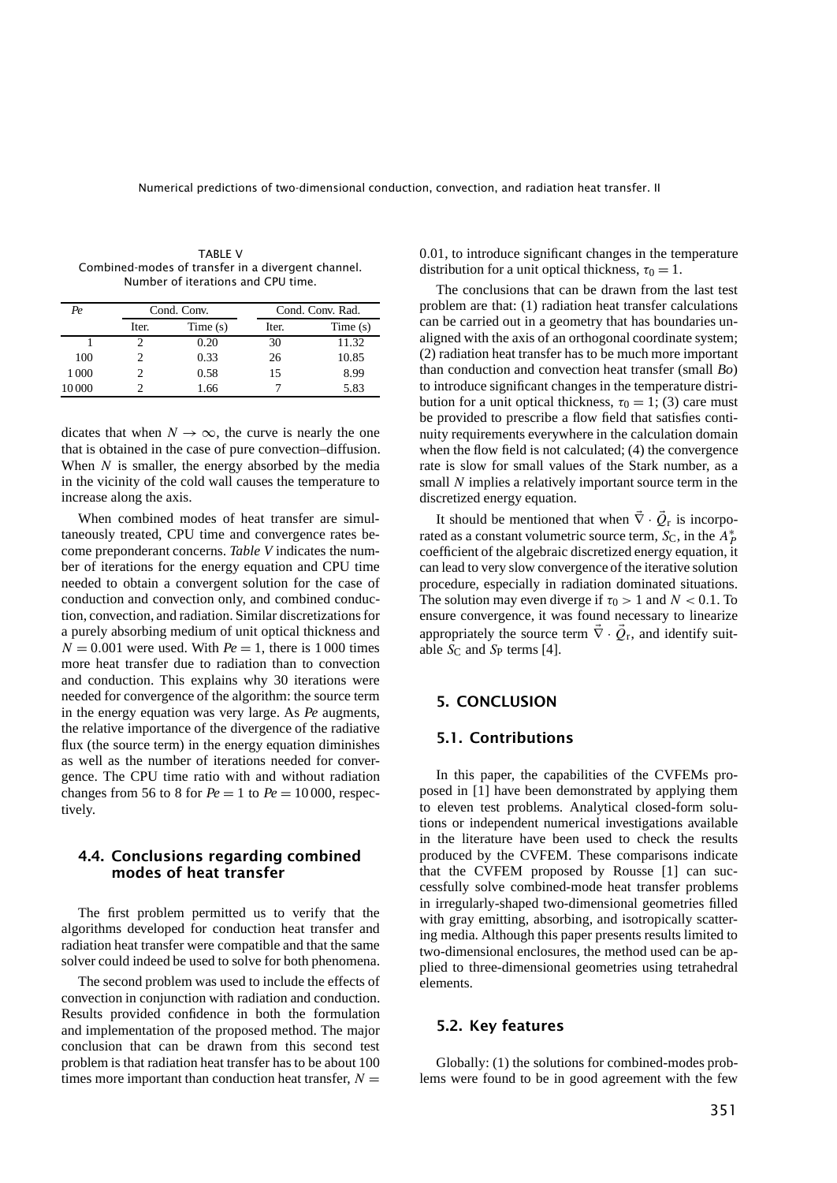TABLE V
Combined-modes of transfer in a divergent channel. Number of iterations and CPU time.

| $Pe$ | Cond. Conv. | | Cond. Conv. Rad. | |
|---|---|---|---|---|
| | Iter. | Time (s) | Iter. | Time (s) |
| 1 | 2 | 0.20 | 30 | 11.32 |
| 100 | 2 | 0.33 | 26 | 10.85 |
| 1 000 | 2 | 0.58 | 15 | 8.99 |
| 10 000 | 2 | 1.66 | 7 | 5.83 |

dicates that when $N \to \infty$, the curve is nearly the one that is obtained in the case of pure convection–diffusion. When $N$ is smaller, the energy absorbed by the media in the vicinity of the cold wall causes the temperature to increase along the axis.

When combined modes of heat transfer are simultaneously treated, CPU time and convergence rates become preponderant concerns. *Table V* indicates the number of iterations for the energy equation and CPU time needed to obtain a convergent solution for the case of conduction and convection only, and combined conduction, convection, and radiation. Similar discretizations for a purely absorbing medium of unit optical thickness and $N = 0.001$ were used. With $Pe = 1$, there is 1 000 times more heat transfer due to radiation than to convection and conduction. This explains why 30 iterations were needed for convergence of the algorithm: the source term in the energy equation was very large. As $Pe$ augments, the relative importance of the divergence of the radiative flux (the source term) in the energy equation diminishes as well as the number of iterations needed for convergence. The CPU time ratio with and without radiation changes from 56 to 8 for $Pe = 1$ to $Pe = 10\,000$, respectively.

### 4.4. Conclusions regarding combined modes of heat transfer

The first problem permitted us to verify that the algorithms developed for conduction heat transfer and radiation heat transfer were compatible and that the same solver could indeed be used to solve for both phenomena.

The second problem was used to include the effects of convection in conjunction with radiation and conduction. Results provided confidence in both the formulation and implementation of the proposed method. The major conclusion that can be drawn from this second test problem is that radiation heat transfer has to be about 100 times more important than conduction heat transfer, $N = 0.01$, to introduce significant changes in the temperature distribution for a unit optical thickness, $\tau_0 = 1$.

The conclusions that can be drawn from the last test problem are that: (1) radiation heat transfer calculations can be carried out in a geometry that has boundaries unaligned with the axis of an orthogonal coordinate system; (2) radiation heat transfer has to be much more important than conduction and convection heat transfer (small $Bo$) to introduce significant changes in the temperature distribution for a unit optical thickness, $\tau_0 = 1$; (3) care must be provided to prescribe a flow field that satisfies continuity requirements everywhere in the calculation domain when the flow field is not calculated; (4) the convergence rate is slow for small values of the Stark number, as a small $N$ implies a relatively important source term in the discretized energy equation.

It should be mentioned that when $\vec{\nabla} \cdot \vec{Q}_r$ is incorporated as a constant volumetric source term, $S_C$, in the $A_P^*$ coefficient of the algebraic discretized energy equation, it can lead to very slow convergence of the iterative solution procedure, especially in radiation dominated situations. The solution may even diverge if $\tau_0 > 1$ and $N < 0.1$. To ensure convergence, it was found necessary to linearize appropriately the source term $\vec{\nabla} \cdot \vec{Q}_r$, and identify suitable $S_C$ and $S_P$ terms [4].

## 5. CONCLUSION

### 5.1. Contributions

In this paper, the capabilities of the CVFEMs proposed in [1] have been demonstrated by applying them to eleven test problems. Analytical closed-form solutions or independent numerical investigations available in the literature have been used to check the results produced by the CVFEM. These comparisons indicate that the CVFEM proposed by Rousse [1] can successfully solve combined-mode heat transfer problems in irregularly-shaped two-dimensional geometries filled with gray emitting, absorbing, and isotropically scattering media. Although this paper presents results limited to two-dimensional enclosures, the method used can be applied to three-dimensional geometries using tetrahedral elements.

### 5.2. Key features

Globally: (1) the solutions for combined-modes problems were found to be in good agreement with the few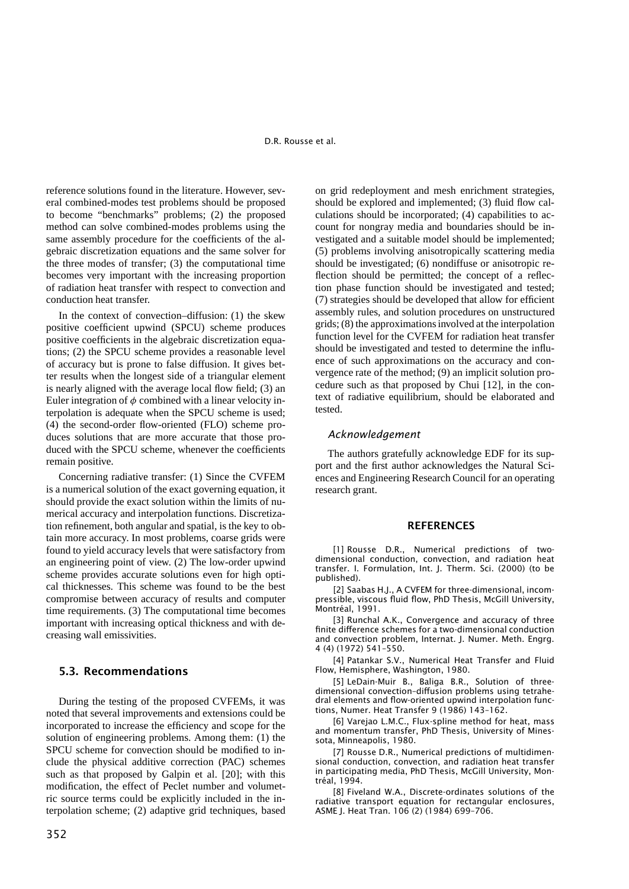reference solutions found in the literature. However, several combined-modes test problems should be proposed to become "benchmarks" problems; (2) the proposed method can solve combined-modes problems using the same assembly procedure for the coefficients of the algebraic discretization equations and the same solver for the three modes of transfer; (3) the computational time becomes very important with the increasing proportion of radiation heat transfer with respect to convection and conduction heat transfer.

In the context of convection–diffusion: (1) the skew positive coefficient upwind (SPCU) scheme produces positive coefficients in the algebraic discretization equations; (2) the SPCU scheme provides a reasonable level of accuracy but is prone to false diffusion. It gives better results when the longest side of a triangular element is nearly aligned with the average local flow field; (3) an Euler integration of $\phi$ combined with a linear velocity interpolation is adequate when the SPCU scheme is used; (4) the second-order flow-oriented (FLO) scheme produces solutions that are more accurate that those produced with the SPCU scheme, whenever the coefficients remain positive.

Concerning radiative transfer: (1) Since the CVFEM is a numerical solution of the exact governing equation, it should provide the exact solution within the limits of numerical accuracy and interpolation functions. Discretization refinement, both angular and spatial, is the key to obtain more accuracy. In most problems, coarse grids were found to yield accuracy levels that were satisfactory from an engineering point of view. (2) The low-order upwind scheme provides accurate solutions even for high optical thicknesses. This scheme was found to be the best compromise between accuracy of results and computer time requirements. (3) The computational time becomes important with increasing optical thickness and with decreasing wall emissivities.

### 5.3. Recommendations

During the testing of the proposed CVFEMs, it was noted that several improvements and extensions could be incorporated to increase the efficiency and scope for the solution of engineering problems. Among them: (1) the SPCU scheme for convection should be modified to include the physical additive correction (PAC) schemes such as that proposed by Galpin et al. [20]; with this modification, the effect of Peclet number and volumetric source terms could be explicitly included in the interpolation scheme; (2) adaptive grid techniques, based on grid redeployment and mesh enrichment strategies, should be explored and implemented; (3) fluid flow calculations should be incorporated; (4) capabilities to account for nongray media and boundaries should be investigated and a suitable model should be implemented; (5) problems involving anisotropically scattering media should be investigated; (6) nondiffuse or anisotropic reflection should be permitted; the concept of a reflection phase function should be investigated and tested; (7) strategies should be developed that allow for efficient assembly rules, and solution procedures on unstructured grids; (8) the approximations involved at the interpolation function level for the CVFEM for radiation heat transfer should be investigated and tested to determine the influence of such approximations on the accuracy and convergence rate of the method; (9) an implicit solution procedure such as that proposed by Chui [12], in the context of radiative equilibrium, should be elaborated and tested.

### *Acknowledgement*

The authors gratefully acknowledge EDF for its support and the first author acknowledges the Natural Sciences and Engineering Research Council for an operating research grant.

## REFERENCES

[1] Rousse D.R., Numerical predictions of two-dimensional conduction, convection, and radiation heat transfer. I. Formulation, Int. J. Therm. Sci. (2000) (to be published).

[2] Saabas H.J., A CVFEM for three-dimensional, incompressible, viscous fluid flow, PhD Thesis, McGill University, Montréal, 1991.

[3] Runchal A.K., Convergence and accuracy of three finite difference schemes for a two-dimensional conduction and convection problem, Internat. J. Numer. Meth. Engrg. 4 (4) (1972) 541–550.

[4] Patankar S.V., Numerical Heat Transfer and Fluid Flow, Hemisphere, Washington, 1980.

[5] LeDain-Muir B., Baliga B.R., Solution of three-dimensional convection–diffusion problems using tetrahedral elements and flow-oriented upwind interpolation functions, Numer. Heat Transfer 9 (1986) 143–162.

[6] Varejao L.M.C., Flux-spline method for heat, mass and momentum transfer, PhD Thesis, University of Minessota, Minneapolis, 1980.

[7] Rousse D.R., Numerical predictions of multidimensional conduction, convection, and radiation heat transfer in participating media, PhD Thesis, McGill University, Montréal, 1994.

[8] Fiveland W.A., Discrete-ordinates solutions of the radiative transport equation for rectangular enclosures, ASME J. Heat Tran. 106 (2) (1984) 699–706.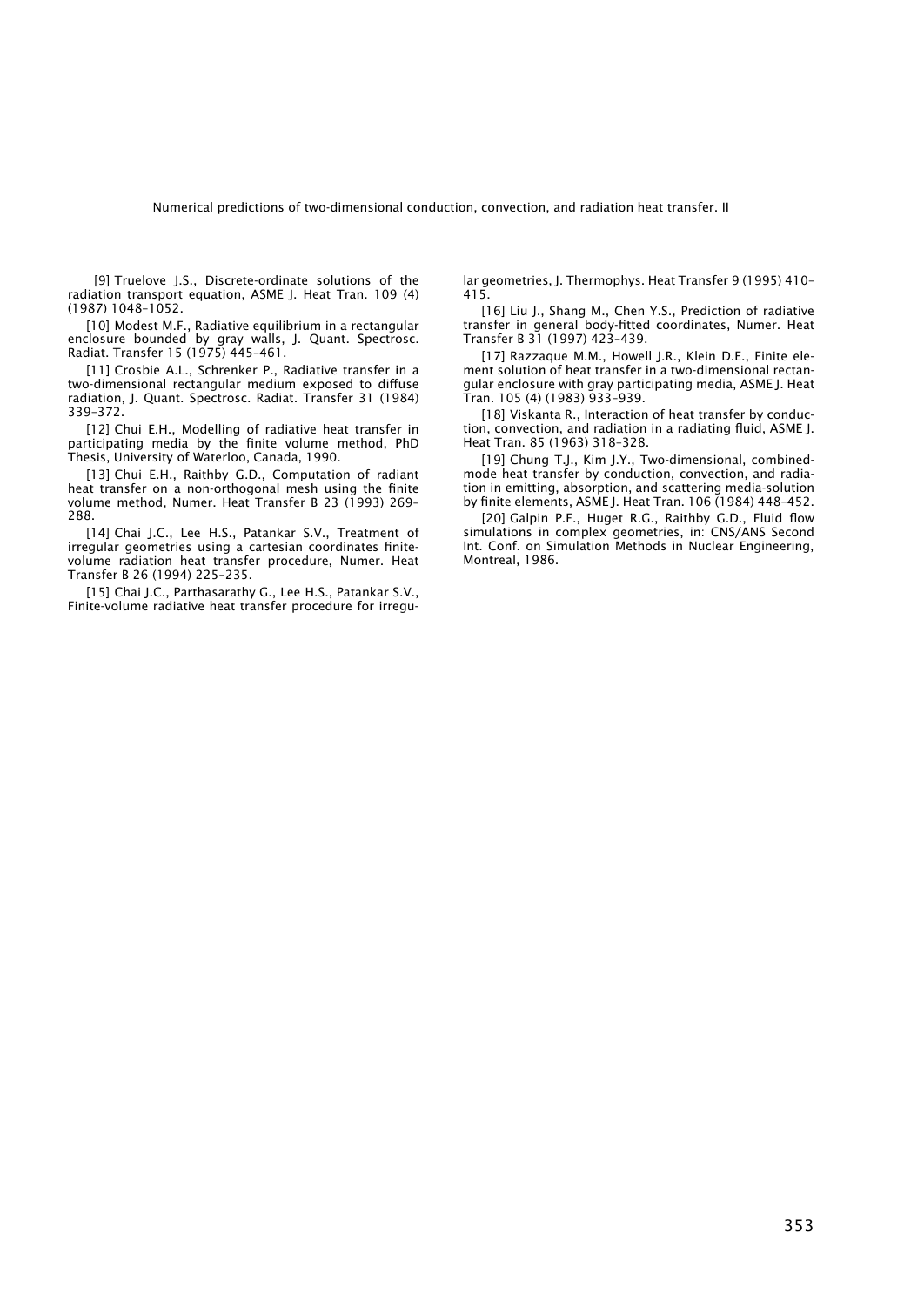[9] Truelove J.S., Discrete-ordinate solutions of the radiation transport equation, ASME J. Heat Tran. 109 (4) (1987) 1048–1052.

[10] Modest M.F., Radiative equilibrium in a rectangular enclosure bounded by gray walls, J. Quant. Spectrosc. Radiat. Transfer 15 (1975) 445–461.

[11] Crosbie A.L., Schrenker P., Radiative transfer in a two-dimensional rectangular medium exposed to diffuse radiation, J. Quant. Spectrosc. Radiat. Transfer 31 (1984) 339–372.

[12] Chui E.H., Modelling of radiative heat transfer in participating media by the finite volume method, PhD Thesis, University of Waterloo, Canada, 1990.

[13] Chui E.H., Raithby G.D., Computation of radiant heat transfer on a non-orthogonal mesh using the finite volume method, Numer. Heat Transfer B 23 (1993) 269–288.

[14] Chai J.C., Lee H.S., Patankar S.V., Treatment of irregular geometries using a cartesian coordinates finite-volume radiation heat transfer procedure, Numer. Heat Transfer B 26 (1994) 225–235.

[15] Chai J.C., Parthasarathy G., Lee H.S., Patankar S.V., Finite-volume radiative heat transfer procedure for irregular geometries, J. Thermophys. Heat Transfer 9 (1995) 410–415.

[16] Liu J., Shang M., Chen Y.S., Prediction of radiative transfer in general body-fitted coordinates, Numer. Heat Transfer B 31 (1997) 423–439.

[17] Razzaque M.M., Howell J.R., Klein D.E., Finite element solution of heat transfer in a two-dimensional rectangular enclosure with gray participating media, ASME J. Heat Tran. 105 (4) (1983) 933–939.

[18] Viskanta R., Interaction of heat transfer by conduction, convection, and radiation in a radiating fluid, ASME J. Heat Tran. 85 (1963) 318–328.

[19] Chung T.J., Kim J.Y., Two-dimensional, combined-mode heat transfer by conduction, convection, and radiation in emitting, absorption, and scattering media-solution by finite elements, ASME J. Heat Tran. 106 (1984) 448–452.

[20] Galpin P.F., Huget R.G., Raithby G.D., Fluid flow simulations in complex geometries, in: CNS/ANS Second Int. Conf. on Simulation Methods in Nuclear Engineering, Montreal, 1986.